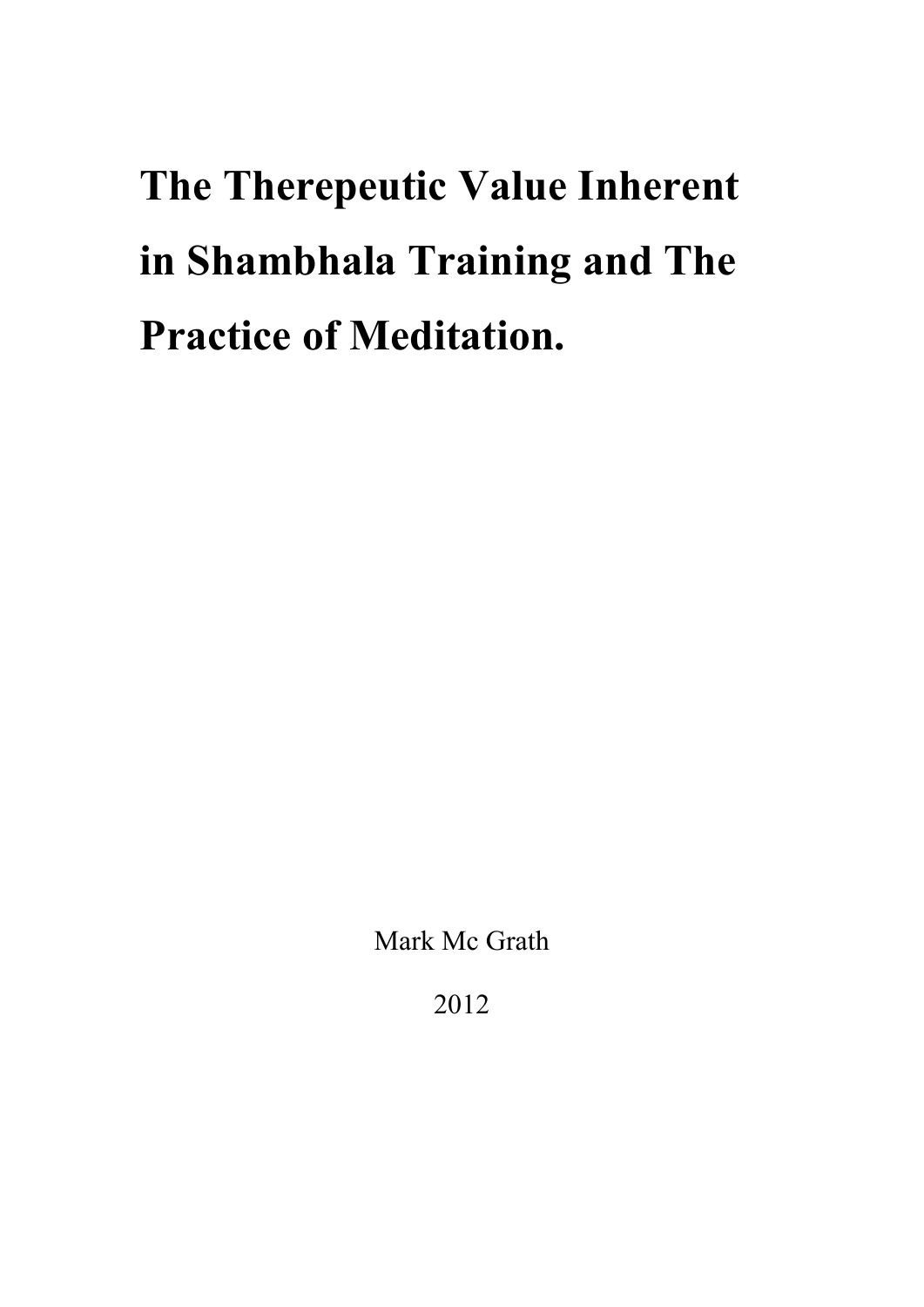# The Therepeutic Value Inherent in Shambhala Training and The Practice of Meditation.

Mark Mc Grath

2012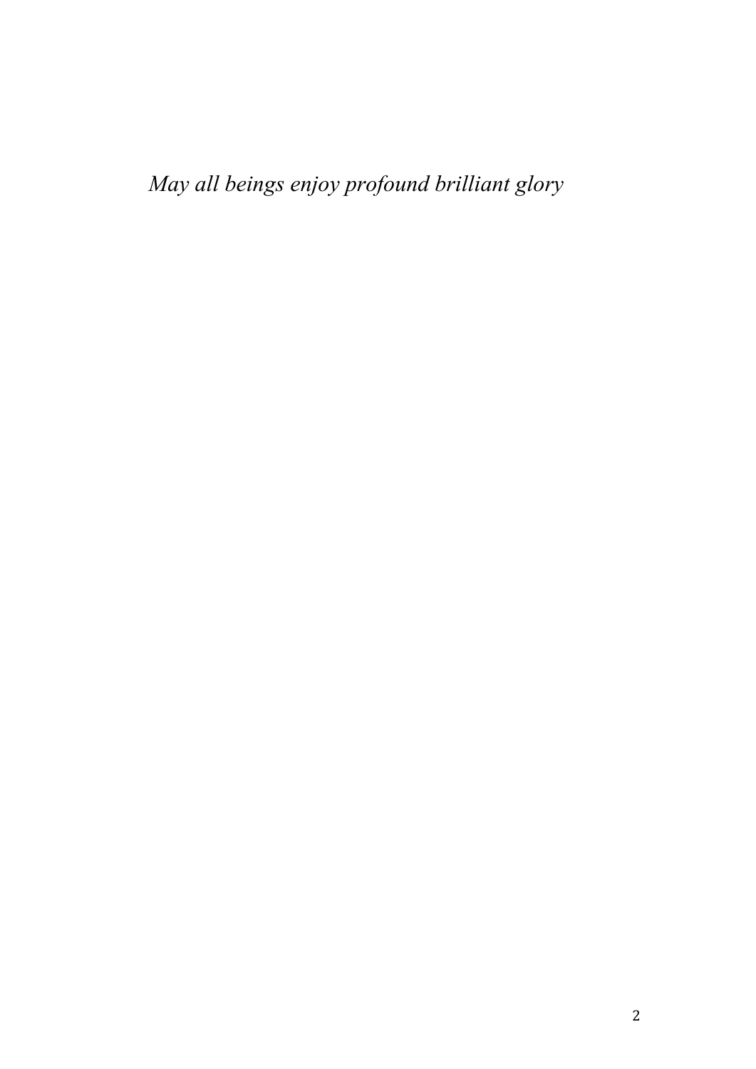*May all beings enjoy profound brilliant glory*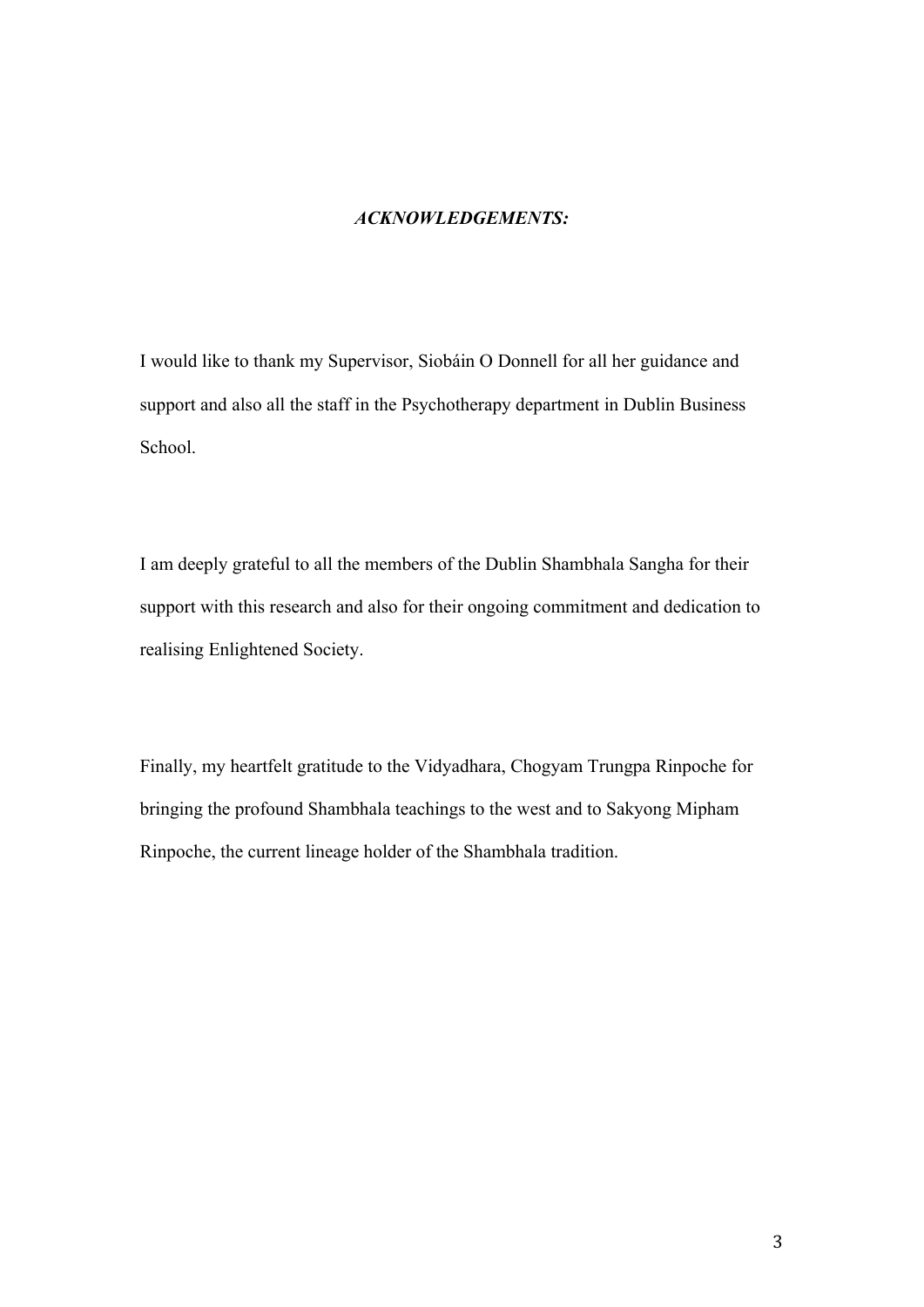## *ACKNOWLEDGEMENTS:*

I would like to thank my Supervisor, Siobáin O Donnell for all her guidance and support and also all the staff in the Psychotherapy department in Dublin Business School.

I am deeply grateful to all the members of the Dublin Shambhala Sangha for their support with this research and also for their ongoing commitment and dedication to realising Enlightened Society.

Finally, my heartfelt gratitude to the Vidyadhara, Chogyam Trungpa Rinpoche for bringing the profound Shambhala teachings to the west and to Sakyong Mipham Rinpoche, the current lineage holder of the Shambhala tradition.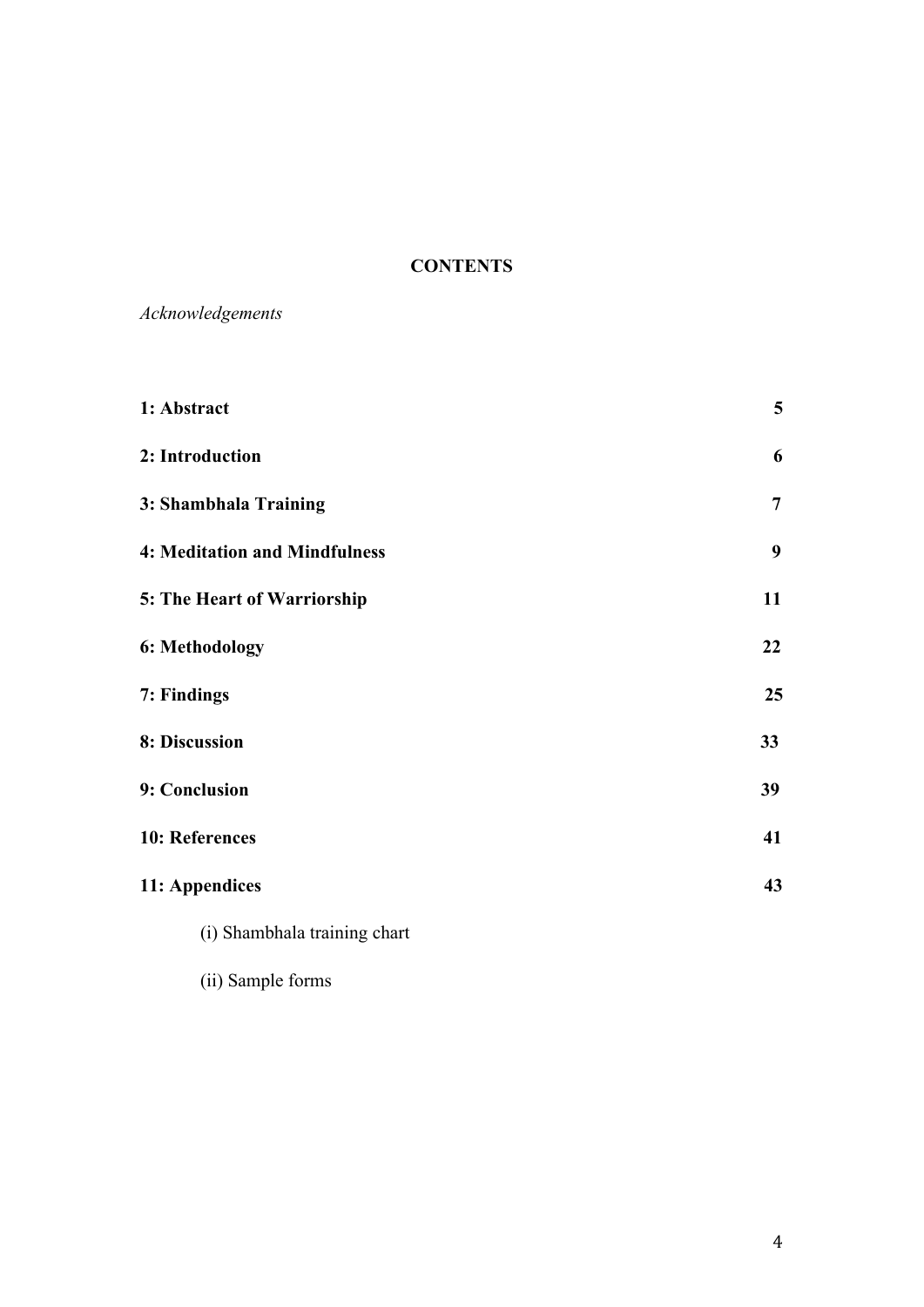**CONTENTS**

*Acknowledgements*

| | |
|---|---|
| **1: Abstract** | **5** |
| **2: Introduction** | **6** |
| **3: Shambhala Training** | **7** |
| **4: Meditation and Mindfulness** | **9** |
| **5: The Heart of Warriorship** | **11** |
| **6: Methodology** | **22** |
| **7: Findings** | **25** |
| **8: Discussion** | **33** |
| **9: Conclusion** | **39** |
| **10: References** | **41** |
| **11: Appendices** | **43** |

(i) Shambhala training chart

(ii) Sample forms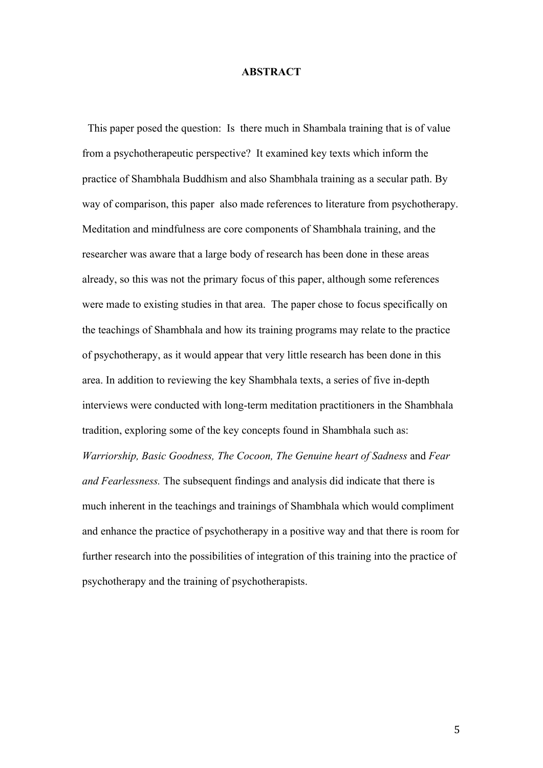**ABSTRACT**

This paper posed the question: Is there much in Shambala training that is of value from a psychotherapeutic perspective? It examined key texts which inform the practice of Shambhala Buddhism and also Shambhala training as a secular path. By way of comparison, this paper also made references to literature from psychotherapy. Meditation and mindfulness are core components of Shambhala training, and the researcher was aware that a large body of research has been done in these areas already, so this was not the primary focus of this paper, although some references were made to existing studies in that area. The paper chose to focus specifically on the teachings of Shambhala and how its training programs may relate to the practice of psychotherapy, as it would appear that very little research has been done in this area. In addition to reviewing the key Shambhala texts, a series of five in-depth interviews were conducted with long-term meditation practitioners in the Shambhala tradition, exploring some of the key concepts found in Shambhala such as: *Warriorship, Basic Goodness, The Cocoon, The Genuine heart of Sadness* and *Fear and Fearlessness.* The subsequent findings and analysis did indicate that there is much inherent in the teachings and trainings of Shambhala which would compliment and enhance the practice of psychotherapy in a positive way and that there is room for further research into the possibilities of integration of this training into the practice of psychotherapy and the training of psychotherapists.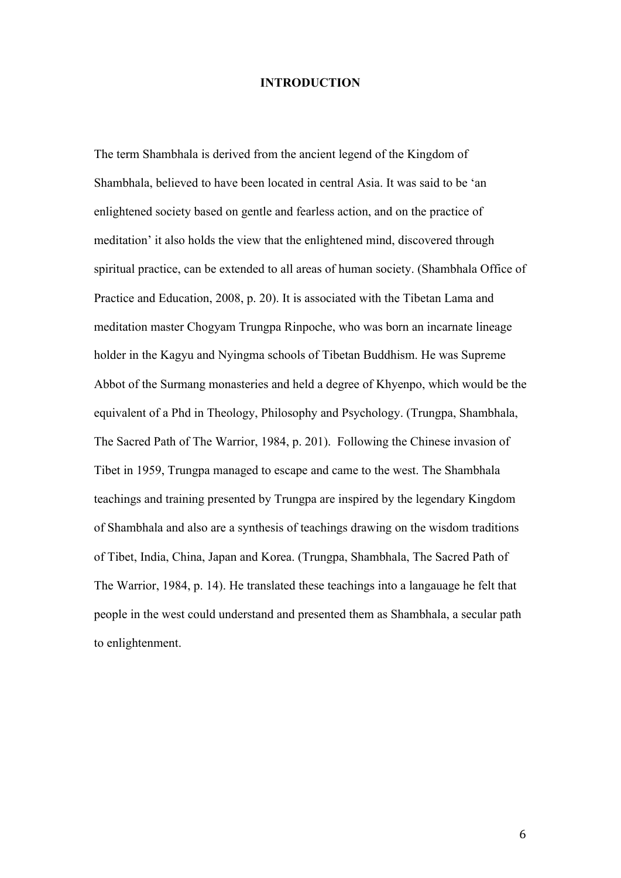# INTRODUCTION

The term Shambhala is derived from the ancient legend of the Kingdom of Shambhala, believed to have been located in central Asia. It was said to be 'an enlightened society based on gentle and fearless action, and on the practice of meditation' it also holds the view that the enlightened mind, discovered through spiritual practice, can be extended to all areas of human society. (Shambhala Office of Practice and Education, 2008, p. 20). It is associated with the Tibetan Lama and meditation master Chogyam Trungpa Rinpoche, who was born an incarnate lineage holder in the Kagyu and Nyingma schools of Tibetan Buddhism. He was Supreme Abbot of the Surmang monasteries and held a degree of Khyenpo, which would be the equivalent of a Phd in Theology, Philosophy and Psychology. (Trungpa, Shambhala, The Sacred Path of The Warrior, 1984, p. 201). Following the Chinese invasion of Tibet in 1959, Trungpa managed to escape and came to the west. The Shambhala teachings and training presented by Trungpa are inspired by the legendary Kingdom of Shambhala and also are a synthesis of teachings drawing on the wisdom traditions of Tibet, India, China, Japan and Korea. (Trungpa, Shambhala, The Sacred Path of The Warrior, 1984, p. 14). He translated these teachings into a langauage he felt that people in the west could understand and presented them as Shambhala, a secular path to enlightenment.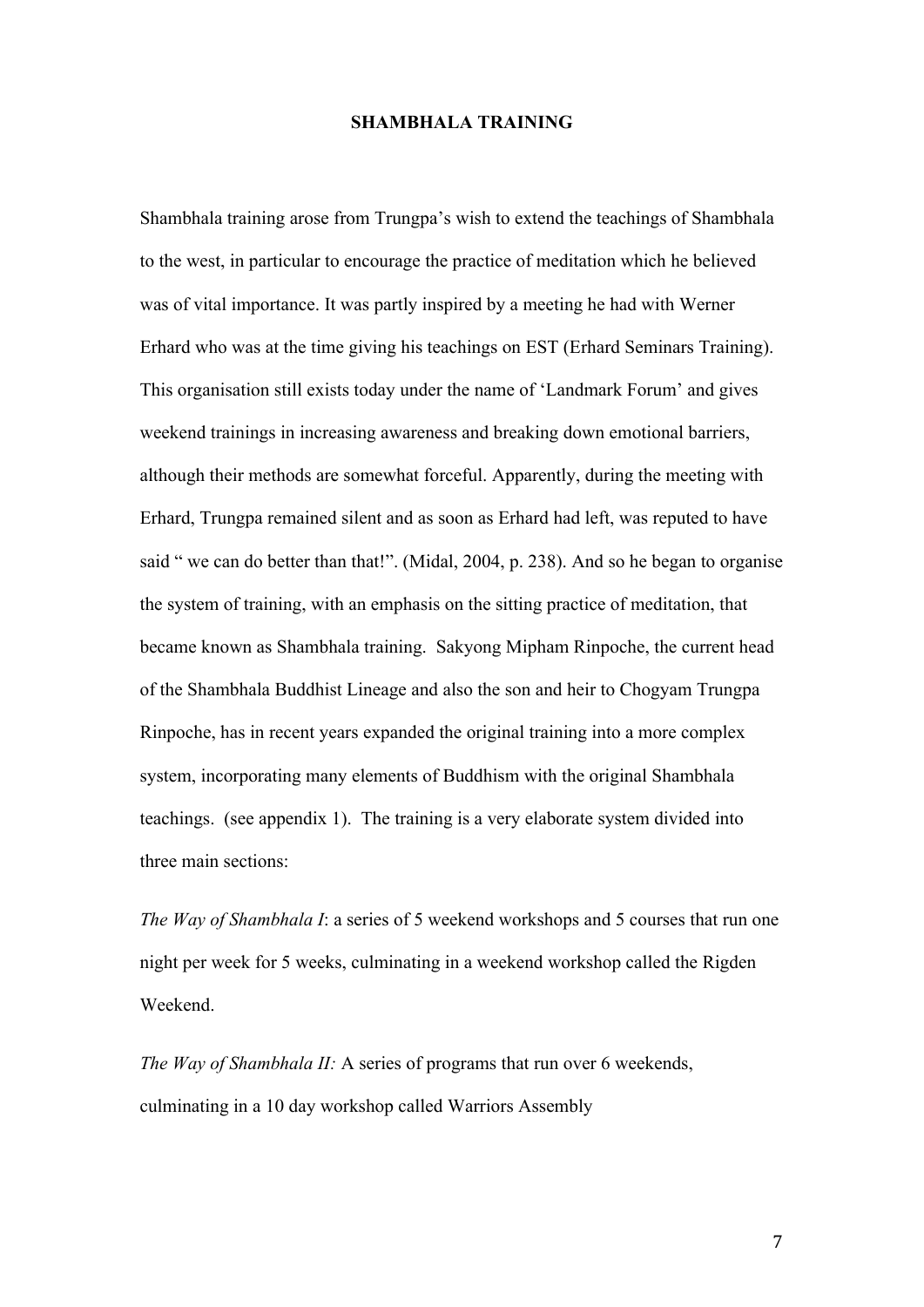# SHAMBHALA TRAINING

Shambhala training arose from Trungpa's wish to extend the teachings of Shambhala to the west, in particular to encourage the practice of meditation which he believed was of vital importance. It was partly inspired by a meeting he had with Werner Erhard who was at the time giving his teachings on EST (Erhard Seminars Training). This organisation still exists today under the name of 'Landmark Forum' and gives weekend trainings in increasing awareness and breaking down emotional barriers, although their methods are somewhat forceful. Apparently, during the meeting with Erhard, Trungpa remained silent and as soon as Erhard had left, was reputed to have said " we can do better than that!". (Midal, 2004, p. 238). And so he began to organise the system of training, with an emphasis on the sitting practice of meditation, that became known as Shambhala training. Sakyong Mipham Rinpoche, the current head of the Shambhala Buddhist Lineage and also the son and heir to Chogyam Trungpa Rinpoche, has in recent years expanded the original training into a more complex system, incorporating many elements of Buddhism with the original Shambhala teachings. (see appendix 1). The training is a very elaborate system divided into three main sections:

*The Way of Shambhala I*: a series of 5 weekend workshops and 5 courses that run one night per week for 5 weeks, culminating in a weekend workshop called the Rigden Weekend.

*The Way of Shambhala II:* A series of programs that run over 6 weekends, culminating in a 10 day workshop called Warriors Assembly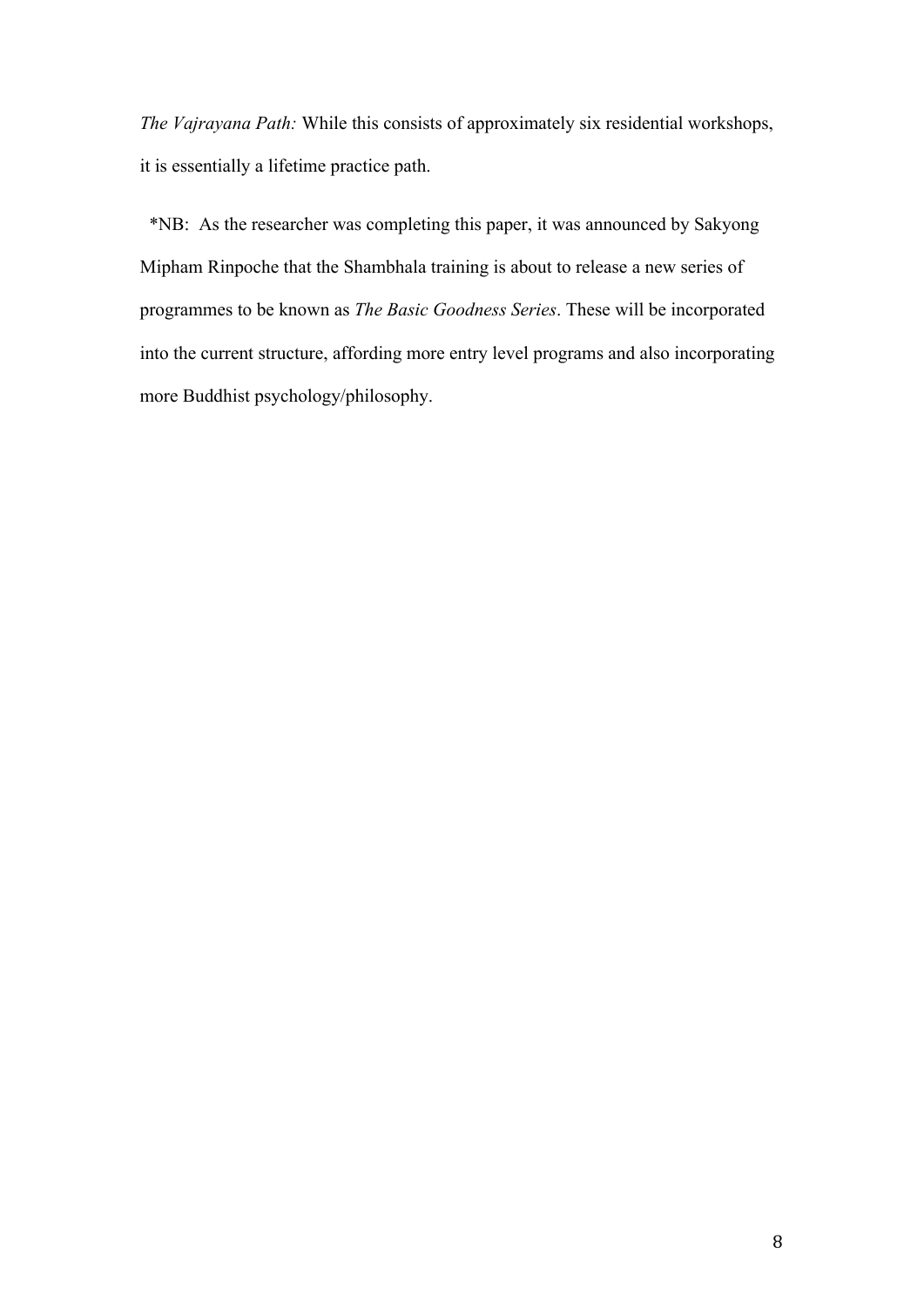*The Vajrayana Path:* While this consists of approximately six residential workshops, it is essentially a lifetime practice path.

*NB: As the researcher was completing this paper, it was announced by Sakyong Mipham Rinpoche that the Shambhala training is about to release a new series of programmes to be known as *The Basic Goodness Series*. These will be incorporated into the current structure, affording more entry level programs and also incorporating more Buddhist psychology/philosophy.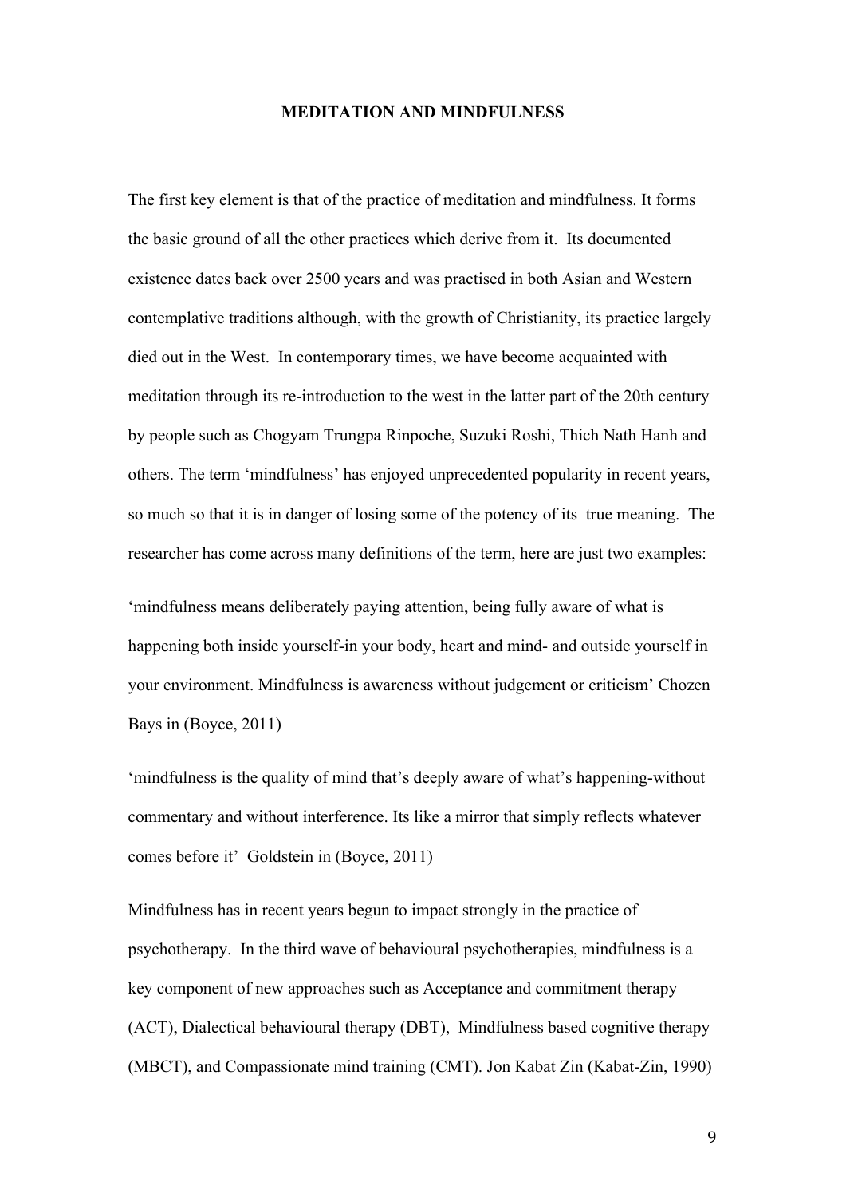## MEDITATION AND MINDFULNESS

The first key element is that of the practice of meditation and mindfulness. It forms the basic ground of all the other practices which derive from it. Its documented existence dates back over 2500 years and was practised in both Asian and Western contemplative traditions although, with the growth of Christianity, its practice largely died out in the West. In contemporary times, we have become acquainted with meditation through its re-introduction to the west in the latter part of the 20th century by people such as Chogyam Trungpa Rinpoche, Suzuki Roshi, Thich Nath Hanh and others. The term 'mindfulness' has enjoyed unprecedented popularity in recent years, so much so that it is in danger of losing some of the potency of its true meaning. The researcher has come across many definitions of the term, here are just two examples:

'mindfulness means deliberately paying attention, being fully aware of what is happening both inside yourself-in your body, heart and mind- and outside yourself in your environment. Mindfulness is awareness without judgement or criticism' Chozen Bays in (Boyce, 2011)

'mindfulness is the quality of mind that's deeply aware of what's happening-without commentary and without interference. Its like a mirror that simply reflects whatever comes before it' Goldstein in (Boyce, 2011)

Mindfulness has in recent years begun to impact strongly in the practice of psychotherapy. In the third wave of behavioural psychotherapies, mindfulness is a key component of new approaches such as Acceptance and commitment therapy (ACT), Dialectical behavioural therapy (DBT), Mindfulness based cognitive therapy (MBCT), and Compassionate mind training (CMT). Jon Kabat Zin (Kabat-Zin, 1990)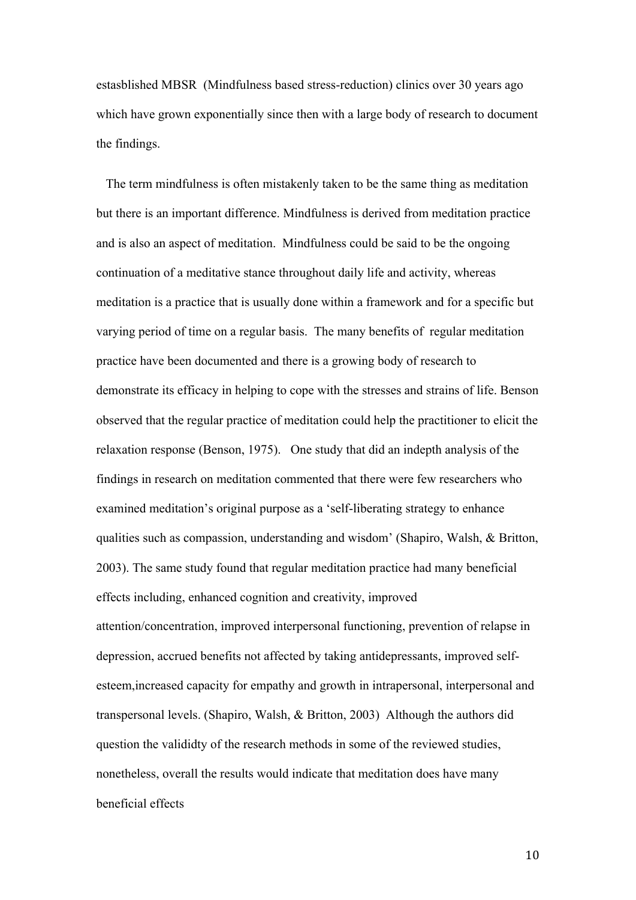estasblished MBSR (Mindfulness based stress-reduction) clinics over 30 years ago which have grown exponentially since then with a large body of research to document the findings.

The term mindfulness is often mistakenly taken to be the same thing as meditation but there is an important difference. Mindfulness is derived from meditation practice and is also an aspect of meditation. Mindfulness could be said to be the ongoing continuation of a meditative stance throughout daily life and activity, whereas meditation is a practice that is usually done within a framework and for a specific but varying period of time on a regular basis. The many benefits of regular meditation practice have been documented and there is a growing body of research to demonstrate its efficacy in helping to cope with the stresses and strains of life. Benson observed that the regular practice of meditation could help the practitioner to elicit the relaxation response (Benson, 1975). One study that did an indepth analysis of the findings in research on meditation commented that there were few researchers who examined meditation's original purpose as a 'self-liberating strategy to enhance qualities such as compassion, understanding and wisdom' (Shapiro, Walsh, & Britton, 2003). The same study found that regular meditation practice had many beneficial effects including, enhanced cognition and creativity, improved attention/concentration, improved interpersonal functioning, prevention of relapse in depression, accrued benefits not affected by taking antidepressants, improved self-esteem,increased capacity for empathy and growth in intrapersonal, interpersonal and transpersonal levels. (Shapiro, Walsh, & Britton, 2003) Although the authors did question the valididty of the research methods in some of the reviewed studies, nonetheless, overall the results would indicate that meditation does have many beneficial effects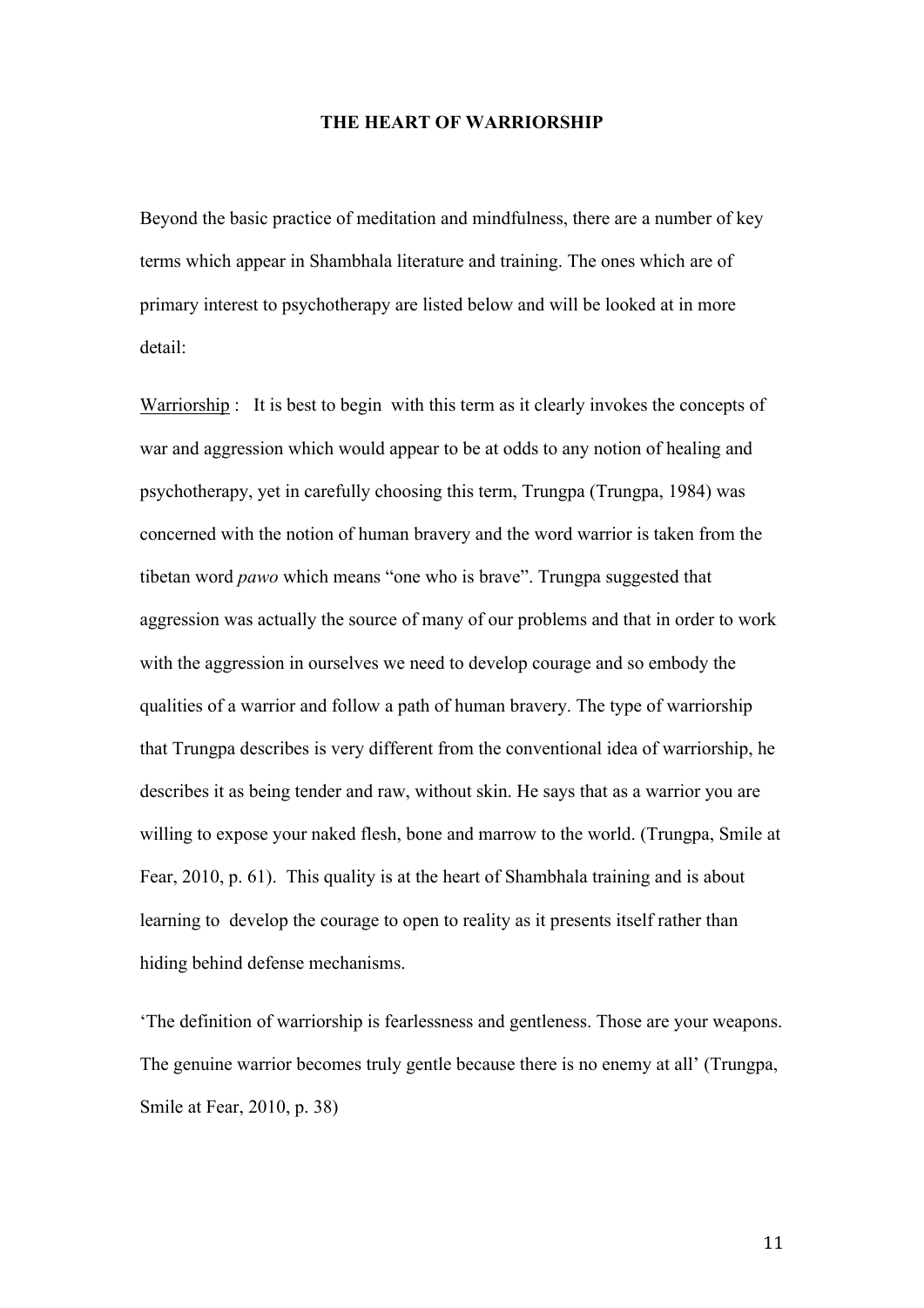## THE HEART OF WARRIORSHIP

Beyond the basic practice of meditation and mindfulness, there are a number of key terms which appear in Shambhala literature and training. The ones which are of primary interest to psychotherapy are listed below and will be looked at in more detail:

<u>Warriorship</u> : It is best to begin with this term as it clearly invokes the concepts of war and aggression which would appear to be at odds to any notion of healing and psychotherapy, yet in carefully choosing this term, Trungpa (Trungpa, 1984) was concerned with the notion of human bravery and the word warrior is taken from the tibetan word *pawo* which means "one who is brave". Trungpa suggested that aggression was actually the source of many of our problems and that in order to work with the aggression in ourselves we need to develop courage and so embody the qualities of a warrior and follow a path of human bravery. The type of warriorship that Trungpa describes is very different from the conventional idea of warriorship, he describes it as being tender and raw, without skin. He says that as a warrior you are willing to expose your naked flesh, bone and marrow to the world. (Trungpa, Smile at Fear, 2010, p. 61). This quality is at the heart of Shambhala training and is about learning to develop the courage to open to reality as it presents itself rather than hiding behind defense mechanisms.

'The definition of warriorship is fearlessness and gentleness. Those are your weapons. The genuine warrior becomes truly gentle because there is no enemy at all' (Trungpa, Smile at Fear, 2010, p. 38)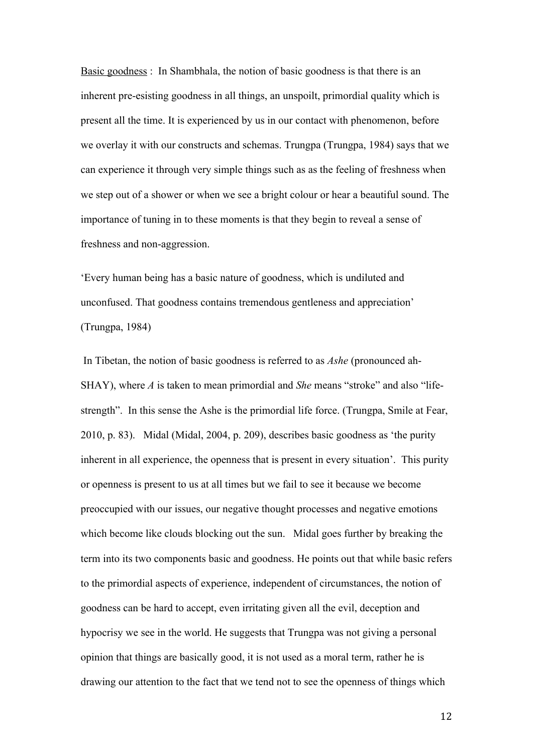Basic goodness : In Shambhala, the notion of basic goodness is that there is an inherent pre-esisting goodness in all things, an unspoilt, primordial quality which is present all the time. It is experienced by us in our contact with phenomenon, before we overlay it with our constructs and schemas. Trungpa (Trungpa, 1984) says that we can experience it through very simple things such as as the feeling of freshness when we step out of a shower or when we see a bright colour or hear a beautiful sound. The importance of tuning in to these moments is that they begin to reveal a sense of freshness and non-aggression.

'Every human being has a basic nature of goodness, which is undiluted and unconfused. That goodness contains tremendous gentleness and appreciation' (Trungpa, 1984)

In Tibetan, the notion of basic goodness is referred to as *Ashe* (pronounced ah-SHAY), where *A* is taken to mean primordial and *She* means "stroke" and also "life-strength". In this sense the Ashe is the primordial life force. (Trungpa, Smile at Fear, 2010, p. 83). Midal (Midal, 2004, p. 209), describes basic goodness as 'the purity inherent in all experience, the openness that is present in every situation'. This purity or openness is present to us at all times but we fail to see it because we become preoccupied with our issues, our negative thought processes and negative emotions which become like clouds blocking out the sun. Midal goes further by breaking the term into its two components basic and goodness. He points out that while basic refers to the primordial aspects of experience, independent of circumstances, the notion of goodness can be hard to accept, even irritating given all the evil, deception and hypocrisy we see in the world. He suggests that Trungpa was not giving a personal opinion that things are basically good, it is not used as a moral term, rather he is drawing our attention to the fact that we tend not to see the openness of things which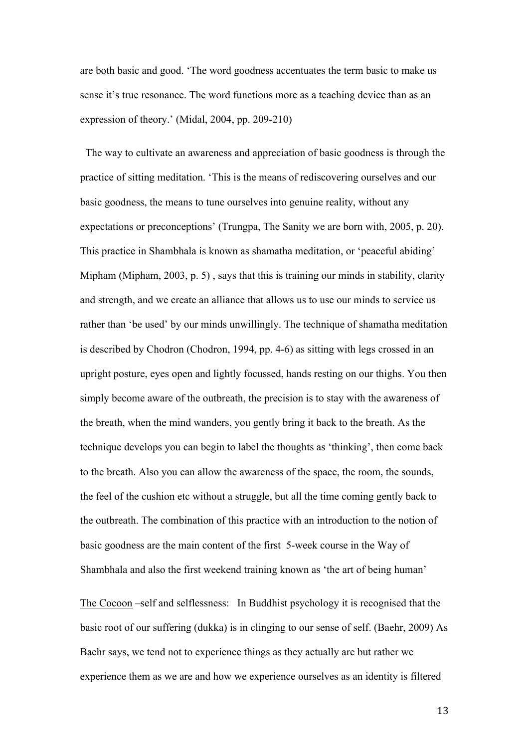are both basic and good. 'The word goodness accentuates the term basic to make us sense it's true resonance. The word functions more as a teaching device than as an expression of theory.' (Midal, 2004, pp. 209-210)

The way to cultivate an awareness and appreciation of basic goodness is through the practice of sitting meditation. 'This is the means of rediscovering ourselves and our basic goodness, the means to tune ourselves into genuine reality, without any expectations or preconceptions' (Trungpa, The Sanity we are born with, 2005, p. 20). This practice in Shambhala is known as shamatha meditation, or 'peaceful abiding' Mipham (Mipham, 2003, p. 5) , says that this is training our minds in stability, clarity and strength, and we create an alliance that allows us to use our minds to service us rather than 'be used' by our minds unwillingly. The technique of shamatha meditation is described by Chodron (Chodron, 1994, pp. 4-6) as sitting with legs crossed in an upright posture, eyes open and lightly focussed, hands resting on our thighs. You then simply become aware of the outbreath, the precision is to stay with the awareness of the breath, when the mind wanders, you gently bring it back to the breath. As the technique develops you can begin to label the thoughts as 'thinking', then come back to the breath. Also you can allow the awareness of the space, the room, the sounds, the feel of the cushion etc without a struggle, but all the time coming gently back to the outbreath. The combination of this practice with an introduction to the notion of basic goodness are the main content of the first 5-week course in the Way of Shambhala and also the first weekend training known as 'the art of being human'

<u>The Cocoon</u> –self and selflessness: In Buddhist psychology it is recognised that the basic root of our suffering (dukka) is in clinging to our sense of self. (Baehr, 2009) As Baehr says, we tend not to experience things as they actually are but rather we experience them as we are and how we experience ourselves as an identity is filtered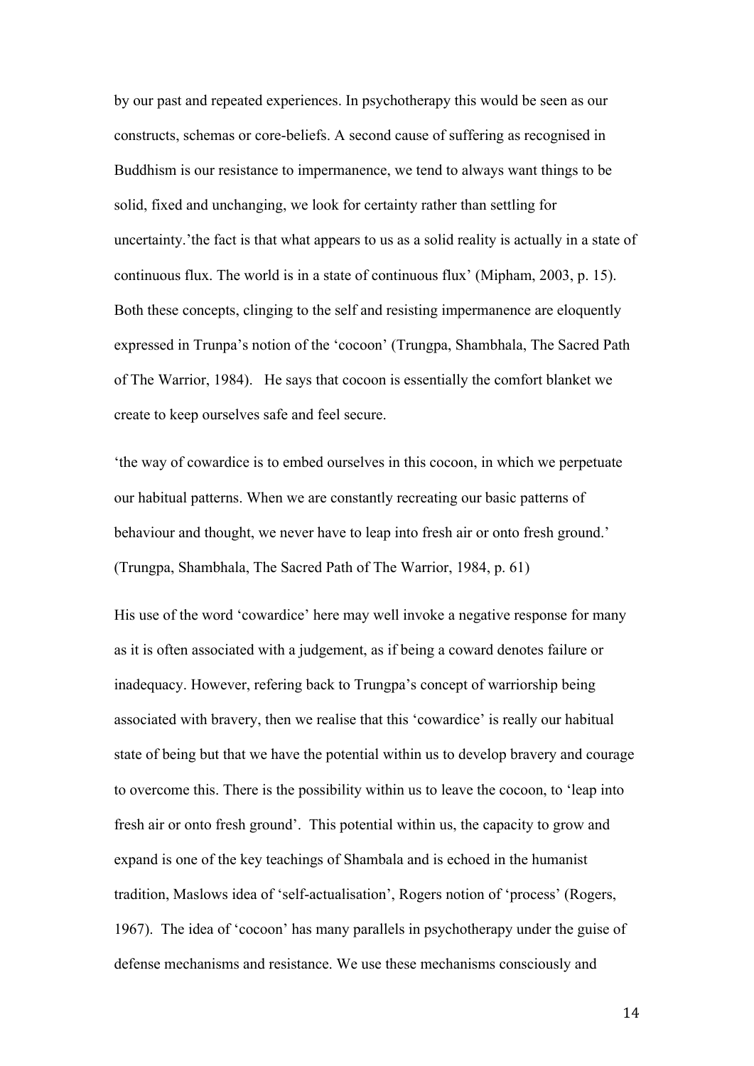by our past and repeated experiences. In psychotherapy this would be seen as our constructs, schemas or core-beliefs. A second cause of suffering as recognised in Buddhism is our resistance to impermanence, we tend to always want things to be solid, fixed and unchanging, we look for certainty rather than settling for uncertainty.'the fact is that what appears to us as a solid reality is actually in a state of continuous flux. The world is in a state of continuous flux' (Mipham, 2003, p. 15). Both these concepts, clinging to the self and resisting impermanence are eloquently expressed in Trunpa's notion of the 'cocoon' (Trungpa, Shambhala, The Sacred Path of The Warrior, 1984). He says that cocoon is essentially the comfort blanket we create to keep ourselves safe and feel secure.

'the way of cowardice is to embed ourselves in this cocoon, in which we perpetuate our habitual patterns. When we are constantly recreating our basic patterns of behaviour and thought, we never have to leap into fresh air or onto fresh ground.' (Trungpa, Shambhala, The Sacred Path of The Warrior, 1984, p. 61)

His use of the word 'cowardice' here may well invoke a negative response for many as it is often associated with a judgement, as if being a coward denotes failure or inadequacy. However, refering back to Trungpa's concept of warriorship being associated with bravery, then we realise that this 'cowardice' is really our habitual state of being but that we have the potential within us to develop bravery and courage to overcome this. There is the possibility within us to leave the cocoon, to 'leap into fresh air or onto fresh ground'. This potential within us, the capacity to grow and expand is one of the key teachings of Shambala and is echoed in the humanist tradition, Maslows idea of 'self-actualisation', Rogers notion of 'process' (Rogers, 1967). The idea of 'cocoon' has many parallels in psychotherapy under the guise of defense mechanisms and resistance. We use these mechanisms consciously and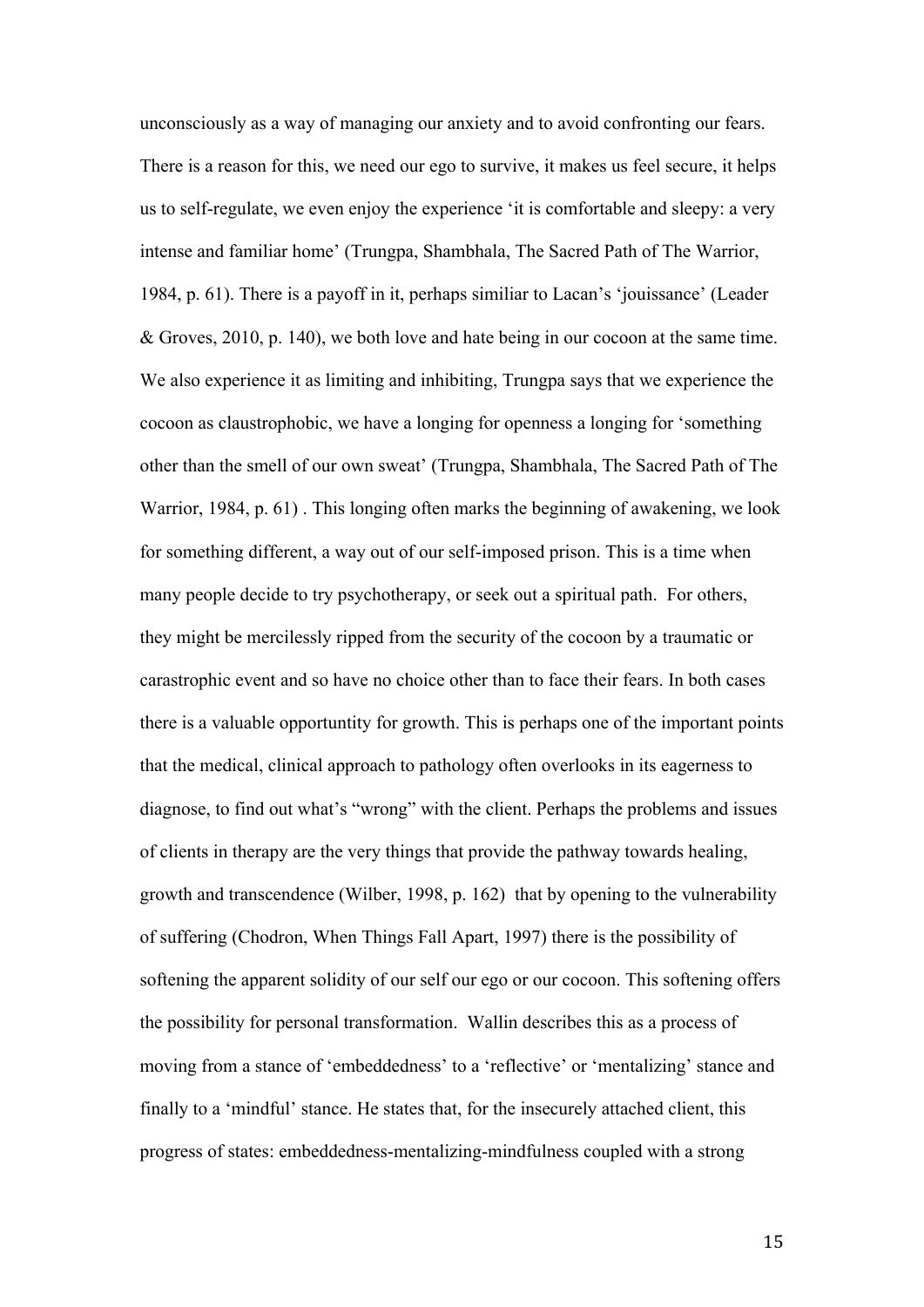unconsciously as a way of managing our anxiety and to avoid confronting our fears. There is a reason for this, we need our ego to survive, it makes us feel secure, it helps us to self-regulate, we even enjoy the experience 'it is comfortable and sleepy: a very intense and familiar home' (Trungpa, Shambhala, The Sacred Path of The Warrior, 1984, p. 61). There is a payoff in it, perhaps similiar to Lacan's 'jouissance' (Leader & Groves, 2010, p. 140), we both love and hate being in our cocoon at the same time. We also experience it as limiting and inhibiting, Trungpa says that we experience the cocoon as claustrophobic, we have a longing for openness a longing for 'something other than the smell of our own sweat' (Trungpa, Shambhala, The Sacred Path of The Warrior, 1984, p. 61) . This longing often marks the beginning of awakening, we look for something different, a way out of our self-imposed prison. This is a time when many people decide to try psychotherapy, or seek out a spiritual path. For others, they might be mercilessly ripped from the security of the cocoon by a traumatic or carastrophic event and so have no choice other than to face their fears. In both cases there is a valuable opportuntity for growth. This is perhaps one of the important points that the medical, clinical approach to pathology often overlooks in its eagerness to diagnose, to find out what's "wrong" with the client. Perhaps the problems and issues of clients in therapy are the very things that provide the pathway towards healing, growth and transcendence (Wilber, 1998, p. 162) that by opening to the vulnerability of suffering (Chodron, When Things Fall Apart, 1997) there is the possibility of softening the apparent solidity of our self our ego or our cocoon. This softening offers the possibility for personal transformation. Wallin describes this as a process of moving from a stance of 'embeddedness' to a 'reflective' or 'mentalizing' stance and finally to a 'mindful' stance. He states that, for the insecurely attached client, this progress of states: embeddedness-mentalizing-mindfulness coupled with a strong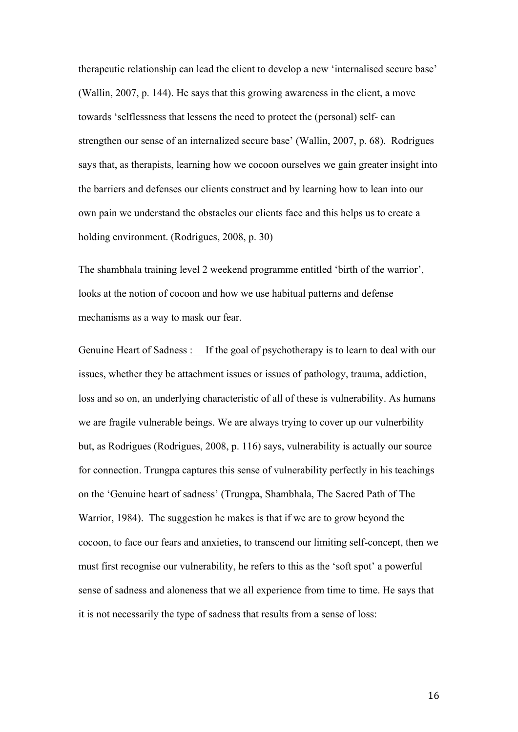therapeutic relationship can lead the client to develop a new 'internalised secure base' (Wallin, 2007, p. 144). He says that this growing awareness in the client, a move towards 'selflessness that lessens the need to protect the (personal) self- can strengthen our sense of an internalized secure base' (Wallin, 2007, p. 68). Rodrigues says that, as therapists, learning how we cocoon ourselves we gain greater insight into the barriers and defenses our clients construct and by learning how to lean into our own pain we understand the obstacles our clients face and this helps us to create a holding environment. (Rodrigues, 2008, p. 30)

The shambhala training level 2 weekend programme entitled 'birth of the warrior', looks at the notion of cocoon and how we use habitual patterns and defense mechanisms as a way to mask our fear.

Genuine Heart of Sadness : If the goal of psychotherapy is to learn to deal with our issues, whether they be attachment issues or issues of pathology, trauma, addiction, loss and so on, an underlying characteristic of all of these is vulnerability. As humans we are fragile vulnerable beings. We are always trying to cover up our vulnerbility but, as Rodrigues (Rodrigues, 2008, p. 116) says, vulnerability is actually our source for connection. Trungpa captures this sense of vulnerability perfectly in his teachings on the 'Genuine heart of sadness' (Trungpa, Shambhala, The Sacred Path of The Warrior, 1984). The suggestion he makes is that if we are to grow beyond the cocoon, to face our fears and anxieties, to transcend our limiting self-concept, then we must first recognise our vulnerability, he refers to this as the 'soft spot' a powerful sense of sadness and aloneness that we all experience from time to time. He says that it is not necessarily the type of sadness that results from a sense of loss: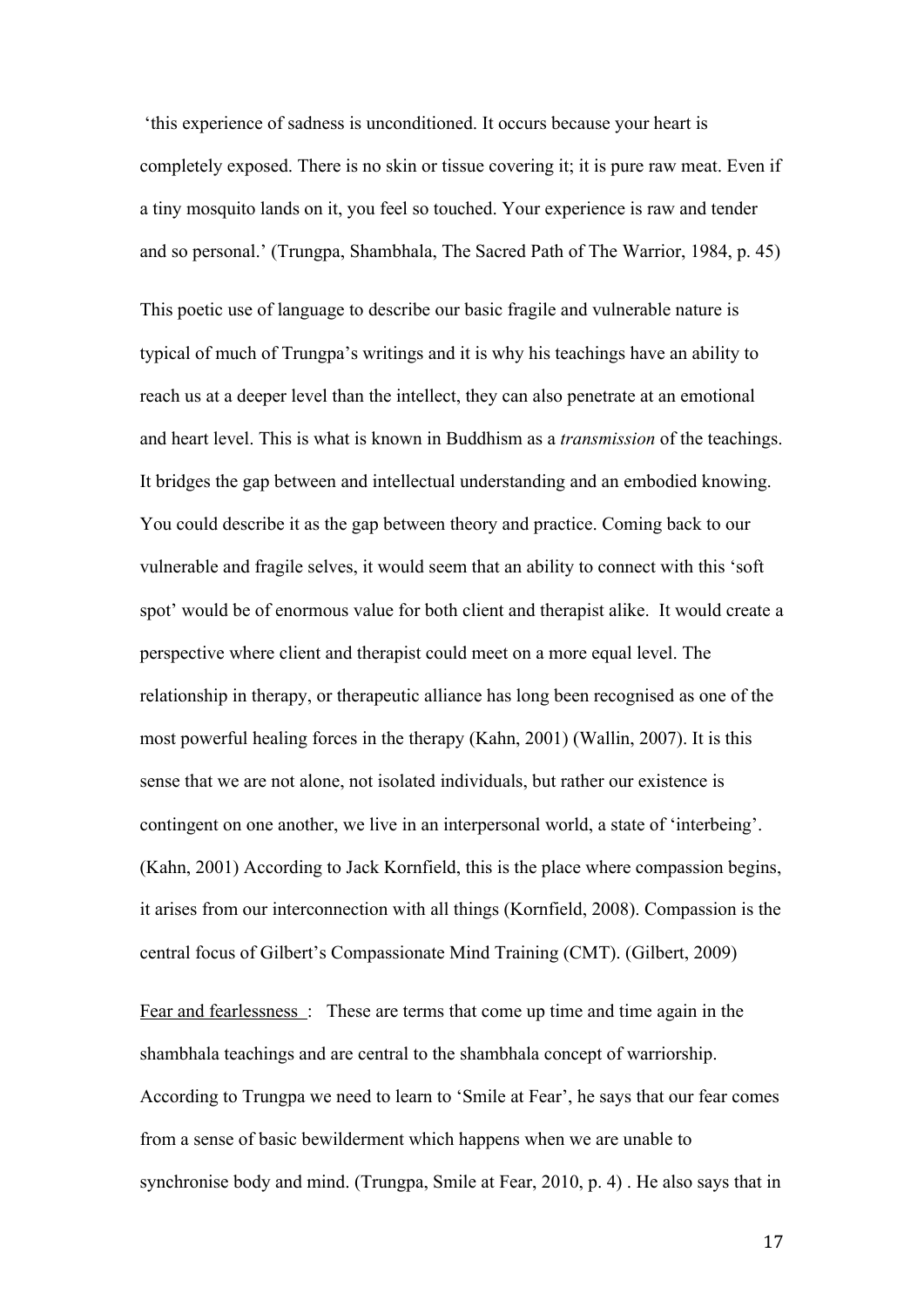‘this experience of sadness is unconditioned. It occurs because your heart is completely exposed. There is no skin or tissue covering it; it is pure raw meat. Even if a tiny mosquito lands on it, you feel so touched. Your experience is raw and tender and so personal.’ (Trungpa, Shambhala, The Sacred Path of The Warrior, 1984, p. 45)

This poetic use of language to describe our basic fragile and vulnerable nature is typical of much of Trungpa’s writings and it is why his teachings have an ability to reach us at a deeper level than the intellect, they can also penetrate at an emotional and heart level. This is what is known in Buddhism as a *transmission* of the teachings. It bridges the gap between and intellectual understanding and an embodied knowing. You could describe it as the gap between theory and practice. Coming back to our vulnerable and fragile selves, it would seem that an ability to connect with this ‘soft spot’ would be of enormous value for both client and therapist alike. It would create a perspective where client and therapist could meet on a more equal level. The relationship in therapy, or therapeutic alliance has long been recognised as one of the most powerful healing forces in the therapy (Kahn, 2001) (Wallin, 2007). It is this sense that we are not alone, not isolated individuals, but rather our existence is contingent on one another, we live in an interpersonal world, a state of ‘interbeing’. (Kahn, 2001) According to Jack Kornfield, this is the place where compassion begins, it arises from our interconnection with all things (Kornfield, 2008). Compassion is the central focus of Gilbert’s Compassionate Mind Training (CMT). (Gilbert, 2009)

<u>Fear and fearlessness</u> : These are terms that come up time and time again in the shambhala teachings and are central to the shambhala concept of warriorship. According to Trungpa we need to learn to ‘Smile at Fear’, he says that our fear comes from a sense of basic bewilderment which happens when we are unable to synchronise body and mind. (Trungpa, Smile at Fear, 2010, p. 4) . He also says that in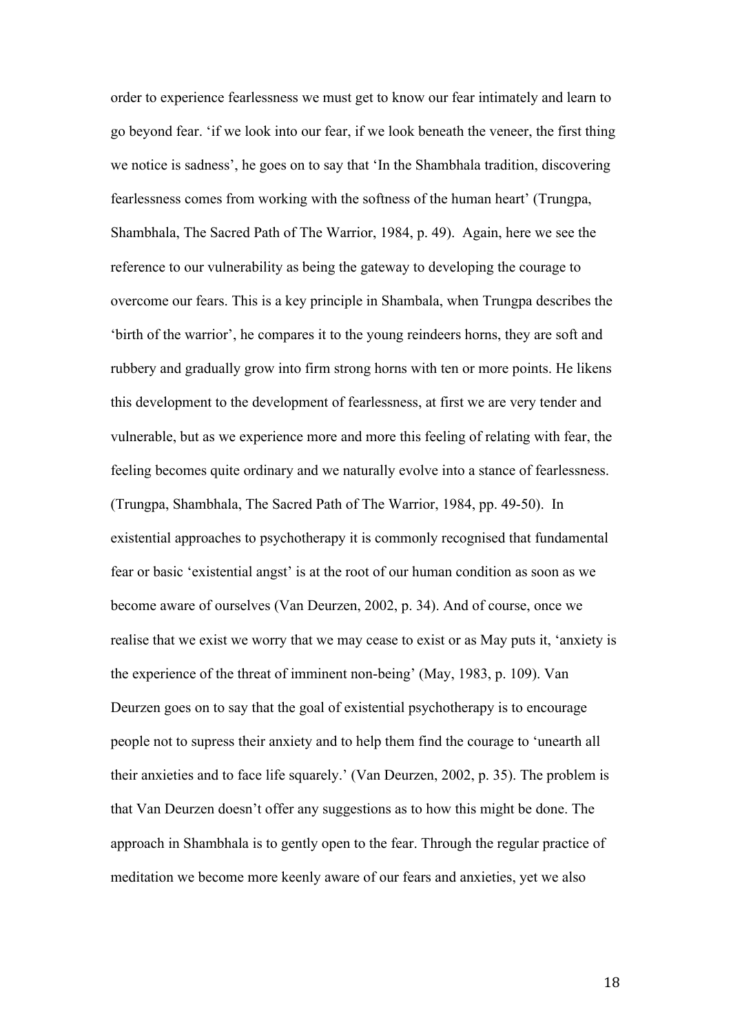order to experience fearlessness we must get to know our fear intimately and learn to go beyond fear. 'if we look into our fear, if we look beneath the veneer, the first thing we notice is sadness', he goes on to say that 'In the Shambhala tradition, discovering fearlessness comes from working with the softness of the human heart' (Trungpa, Shambhala, The Sacred Path of The Warrior, 1984, p. 49). Again, here we see the reference to our vulnerability as being the gateway to developing the courage to overcome our fears. This is a key principle in Shambala, when Trungpa describes the 'birth of the warrior', he compares it to the young reindeers horns, they are soft and rubbery and gradually grow into firm strong horns with ten or more points. He likens this development to the development of fearlessness, at first we are very tender and vulnerable, but as we experience more and more this feeling of relating with fear, the feeling becomes quite ordinary and we naturally evolve into a stance of fearlessness. (Trungpa, Shambhala, The Sacred Path of The Warrior, 1984, pp. 49-50). In existential approaches to psychotherapy it is commonly recognised that fundamental fear or basic 'existential angst' is at the root of our human condition as soon as we become aware of ourselves (Van Deurzen, 2002, p. 34). And of course, once we realise that we exist we worry that we may cease to exist or as May puts it, 'anxiety is the experience of the threat of imminent non-being' (May, 1983, p. 109). Van Deurzen goes on to say that the goal of existential psychotherapy is to encourage people not to supress their anxiety and to help them find the courage to 'unearth all their anxieties and to face life squarely.' (Van Deurzen, 2002, p. 35). The problem is that Van Deurzen doesn't offer any suggestions as to how this might be done. The approach in Shambhala is to gently open to the fear. Through the regular practice of meditation we become more keenly aware of our fears and anxieties, yet we also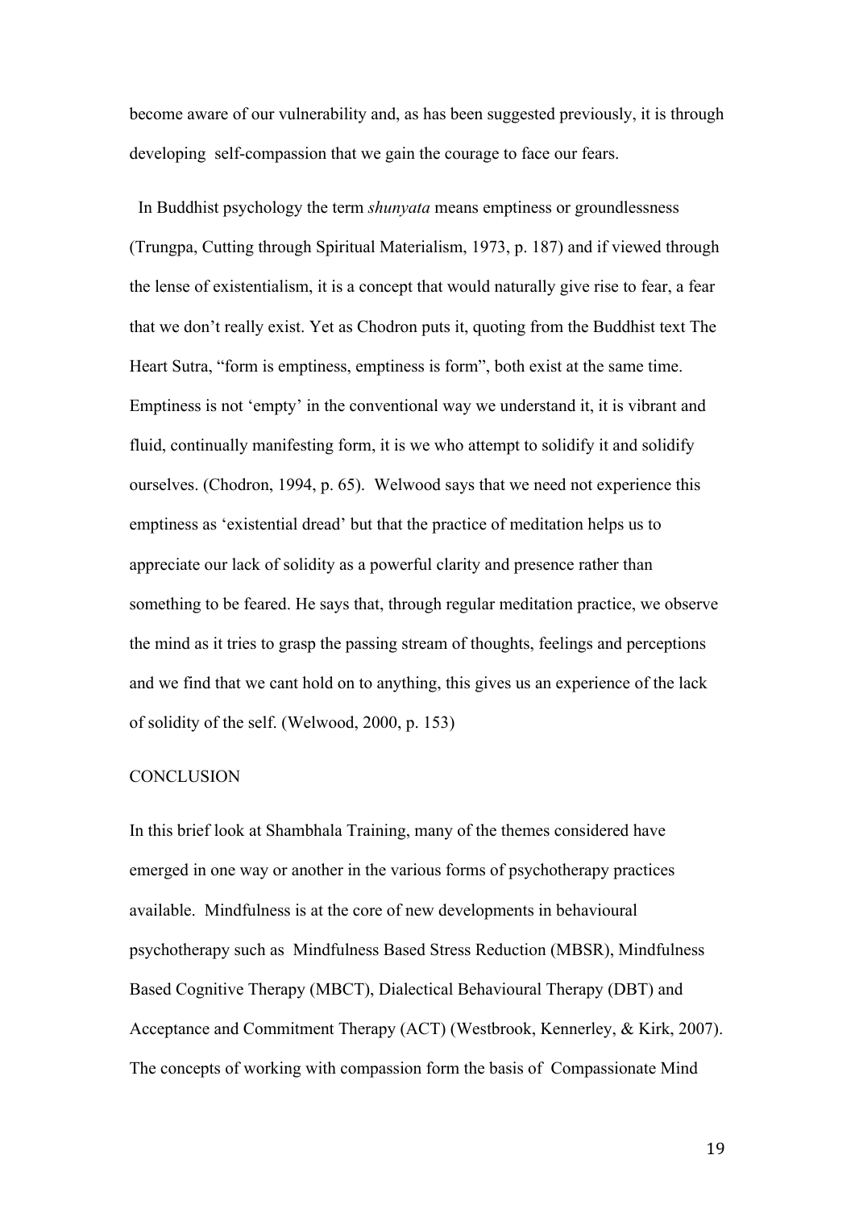become aware of our vulnerability and, as has been suggested previously, it is through developing self-compassion that we gain the courage to face our fears.

In Buddhist psychology the term *shunyata* means emptiness or groundlessness (Trungpa, Cutting through Spiritual Materialism, 1973, p. 187) and if viewed through the lense of existentialism, it is a concept that would naturally give rise to fear, a fear that we don't really exist. Yet as Chodron puts it, quoting from the Buddhist text The Heart Sutra, "form is emptiness, emptiness is form", both exist at the same time. Emptiness is not 'empty' in the conventional way we understand it, it is vibrant and fluid, continually manifesting form, it is we who attempt to solidify it and solidify ourselves. (Chodron, 1994, p. 65). Welwood says that we need not experience this emptiness as 'existential dread' but that the practice of meditation helps us to appreciate our lack of solidity as a powerful clarity and presence rather than something to be feared. He says that, through regular meditation practice, we observe the mind as it tries to grasp the passing stream of thoughts, feelings and perceptions and we find that we cant hold on to anything, this gives us an experience of the lack of solidity of the self. (Welwood, 2000, p. 153)

## CONCLUSION

In this brief look at Shambhala Training, many of the themes considered have emerged in one way or another in the various forms of psychotherapy practices available. Mindfulness is at the core of new developments in behavioural psychotherapy such as Mindfulness Based Stress Reduction (MBSR), Mindfulness Based Cognitive Therapy (MBCT), Dialectical Behavioural Therapy (DBT) and Acceptance and Commitment Therapy (ACT) (Westbrook, Kennerley, & Kirk, 2007). The concepts of working with compassion form the basis of Compassionate Mind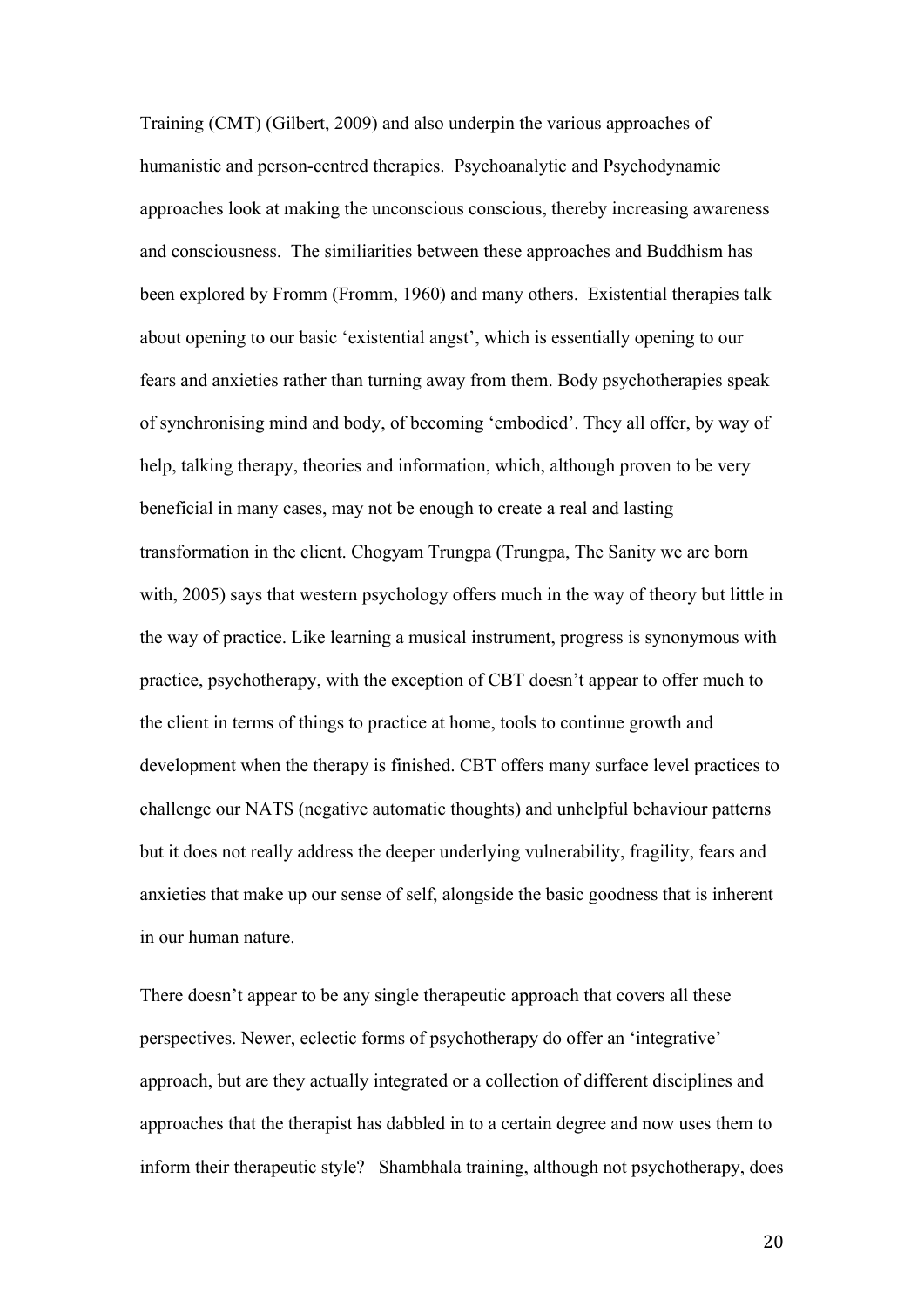Training (CMT) (Gilbert, 2009) and also underpin the various approaches of humanistic and person-centred therapies. Psychoanalytic and Psychodynamic approaches look at making the unconscious conscious, thereby increasing awareness and consciousness. The similiarities between these approaches and Buddhism has been explored by Fromm (Fromm, 1960) and many others. Existential therapies talk about opening to our basic 'existential angst', which is essentially opening to our fears and anxieties rather than turning away from them. Body psychotherapies speak of synchronising mind and body, of becoming 'embodied'. They all offer, by way of help, talking therapy, theories and information, which, although proven to be very beneficial in many cases, may not be enough to create a real and lasting transformation in the client. Chogyam Trungpa (Trungpa, The Sanity we are born with, 2005) says that western psychology offers much in the way of theory but little in the way of practice. Like learning a musical instrument, progress is synonymous with practice, psychotherapy, with the exception of CBT doesn't appear to offer much to the client in terms of things to practice at home, tools to continue growth and development when the therapy is finished. CBT offers many surface level practices to challenge our NATS (negative automatic thoughts) and unhelpful behaviour patterns but it does not really address the deeper underlying vulnerability, fragility, fears and anxieties that make up our sense of self, alongside the basic goodness that is inherent in our human nature.

There doesn't appear to be any single therapeutic approach that covers all these perspectives. Newer, eclectic forms of psychotherapy do offer an 'integrative' approach, but are they actually integrated or a collection of different disciplines and approaches that the therapist has dabbled in to a certain degree and now uses them to inform their therapeutic style? Shambhala training, although not psychotherapy, does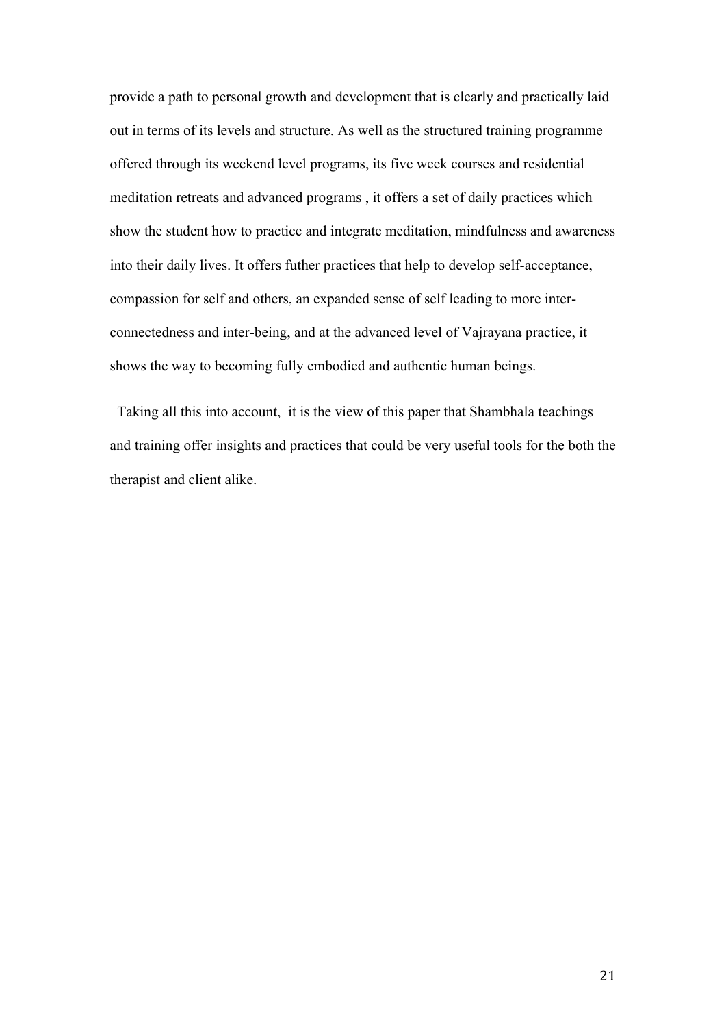provide a path to personal growth and development that is clearly and practically laid out in terms of its levels and structure. As well as the structured training programme offered through its weekend level programs, its five week courses and residential meditation retreats and advanced programs , it offers a set of daily practices which show the student how to practice and integrate meditation, mindfulness and awareness into their daily lives. It offers futher practices that help to develop self-acceptance, compassion for self and others, an expanded sense of self leading to more inter-connectedness and inter-being, and at the advanced level of Vajrayana practice, it shows the way to becoming fully embodied and authentic human beings.

Taking all this into account, it is the view of this paper that Shambhala teachings and training offer insights and practices that could be very useful tools for the both the therapist and client alike.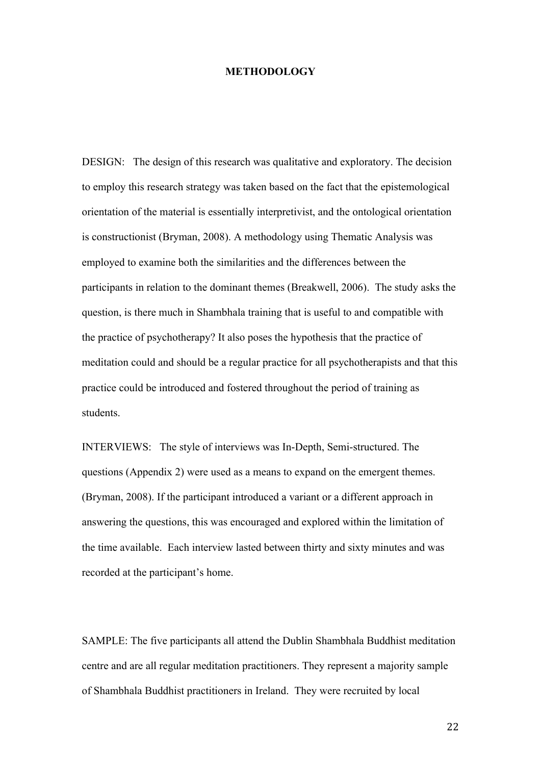# METHODOLOGY

DESIGN: The design of this research was qualitative and exploratory. The decision to employ this research strategy was taken based on the fact that the epistemological orientation of the material is essentially interpretivist, and the ontological orientation is constructionist (Bryman, 2008). A methodology using Thematic Analysis was employed to examine both the similarities and the differences between the participants in relation to the dominant themes (Breakwell, 2006). The study asks the question, is there much in Shambhala training that is useful to and compatible with the practice of psychotherapy? It also poses the hypothesis that the practice of meditation could and should be a regular practice for all psychotherapists and that this practice could be introduced and fostered throughout the period of training as students.

INTERVIEWS: The style of interviews was In-Depth, Semi-structured. The questions (Appendix 2) were used as a means to expand on the emergent themes. (Bryman, 2008). If the participant introduced a variant or a different approach in answering the questions, this was encouraged and explored within the limitation of the time available. Each interview lasted between thirty and sixty minutes and was recorded at the participant's home.

SAMPLE: The five participants all attend the Dublin Shambhala Buddhist meditation centre and are all regular meditation practitioners. They represent a majority sample of Shambhala Buddhist practitioners in Ireland. They were recruited by local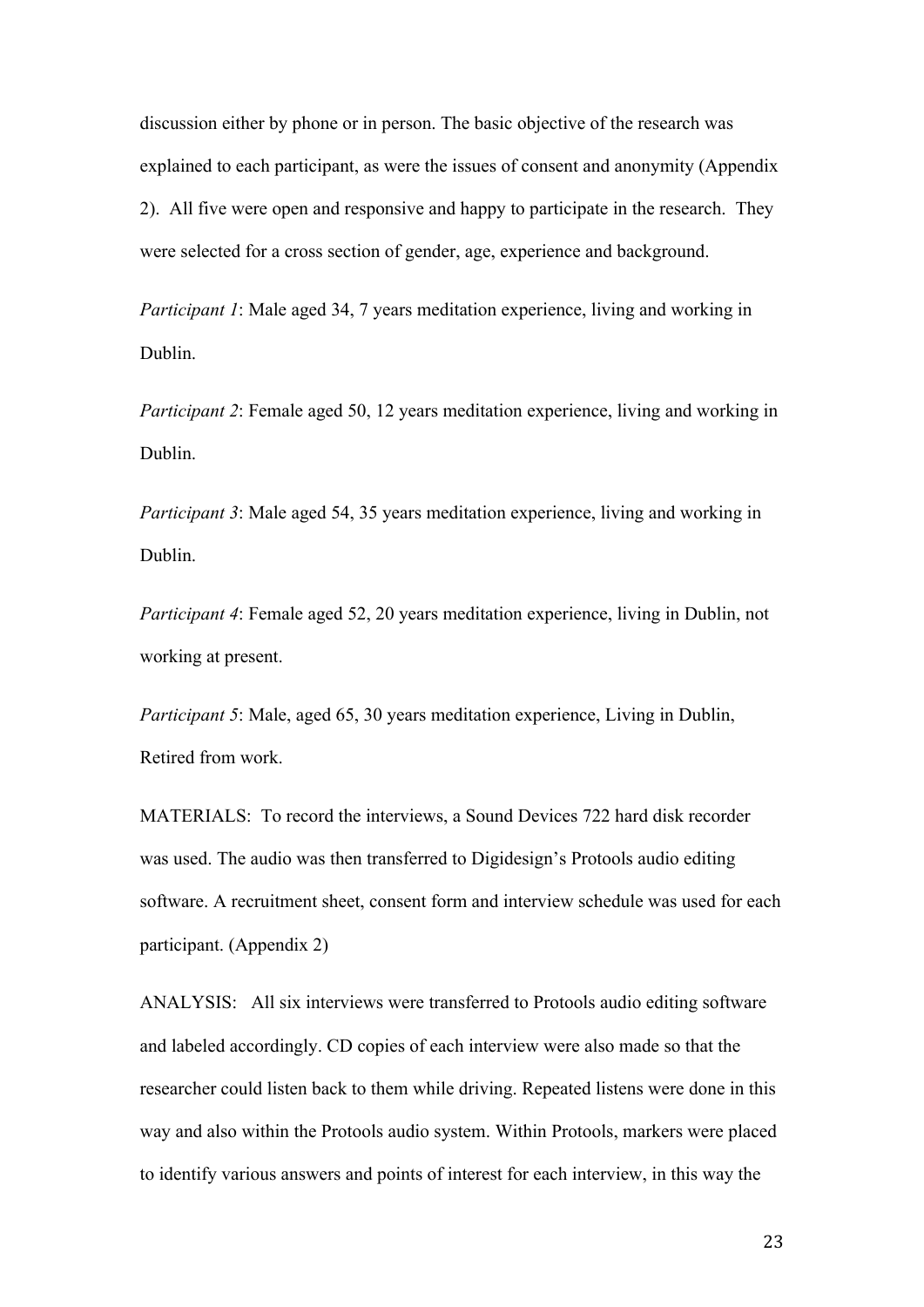discussion either by phone or in person. The basic objective of the research was explained to each participant, as were the issues of consent and anonymity (Appendix 2). All five were open and responsive and happy to participate in the research. They were selected for a cross section of gender, age, experience and background.

*Participant 1*: Male aged 34, 7 years meditation experience, living and working in Dublin.

*Participant 2*: Female aged 50, 12 years meditation experience, living and working in Dublin.

*Participant 3*: Male aged 54, 35 years meditation experience, living and working in Dublin.

*Participant 4*: Female aged 52, 20 years meditation experience, living in Dublin, not working at present.

*Participant 5*: Male, aged 65, 30 years meditation experience, Living in Dublin, Retired from work.

MATERIALS: To record the interviews, a Sound Devices 722 hard disk recorder was used. The audio was then transferred to Digidesign's Protools audio editing software. A recruitment sheet, consent form and interview schedule was used for each participant. (Appendix 2)

ANALYSIS: All six interviews were transferred to Protools audio editing software and labeled accordingly. CD copies of each interview were also made so that the researcher could listen back to them while driving. Repeated listens were done in this way and also within the Protools audio system. Within Protools, markers were placed to identify various answers and points of interest for each interview, in this way the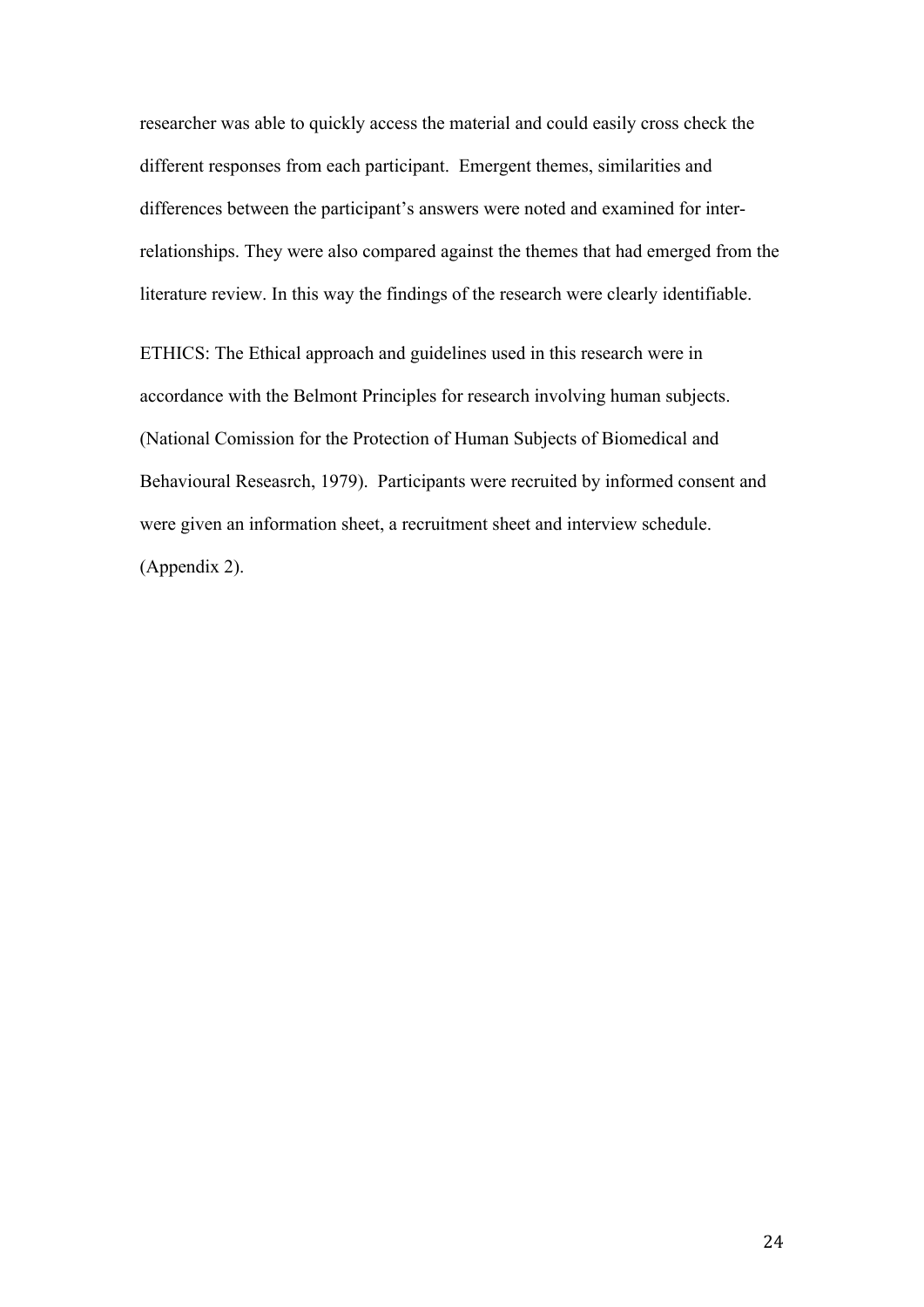researcher was able to quickly access the material and could easily cross check the different responses from each participant. Emergent themes, similarities and differences between the participant's answers were noted and examined for inter-relationships. They were also compared against the themes that had emerged from the literature review. In this way the findings of the research were clearly identifiable.

ETHICS: The Ethical approach and guidelines used in this research were in accordance with the Belmont Principles for research involving human subjects. (National Comission for the Protection of Human Subjects of Biomedical and Behavioural Reseasrch, 1979). Participants were recruited by informed consent and were given an information sheet, a recruitment sheet and interview schedule. (Appendix 2).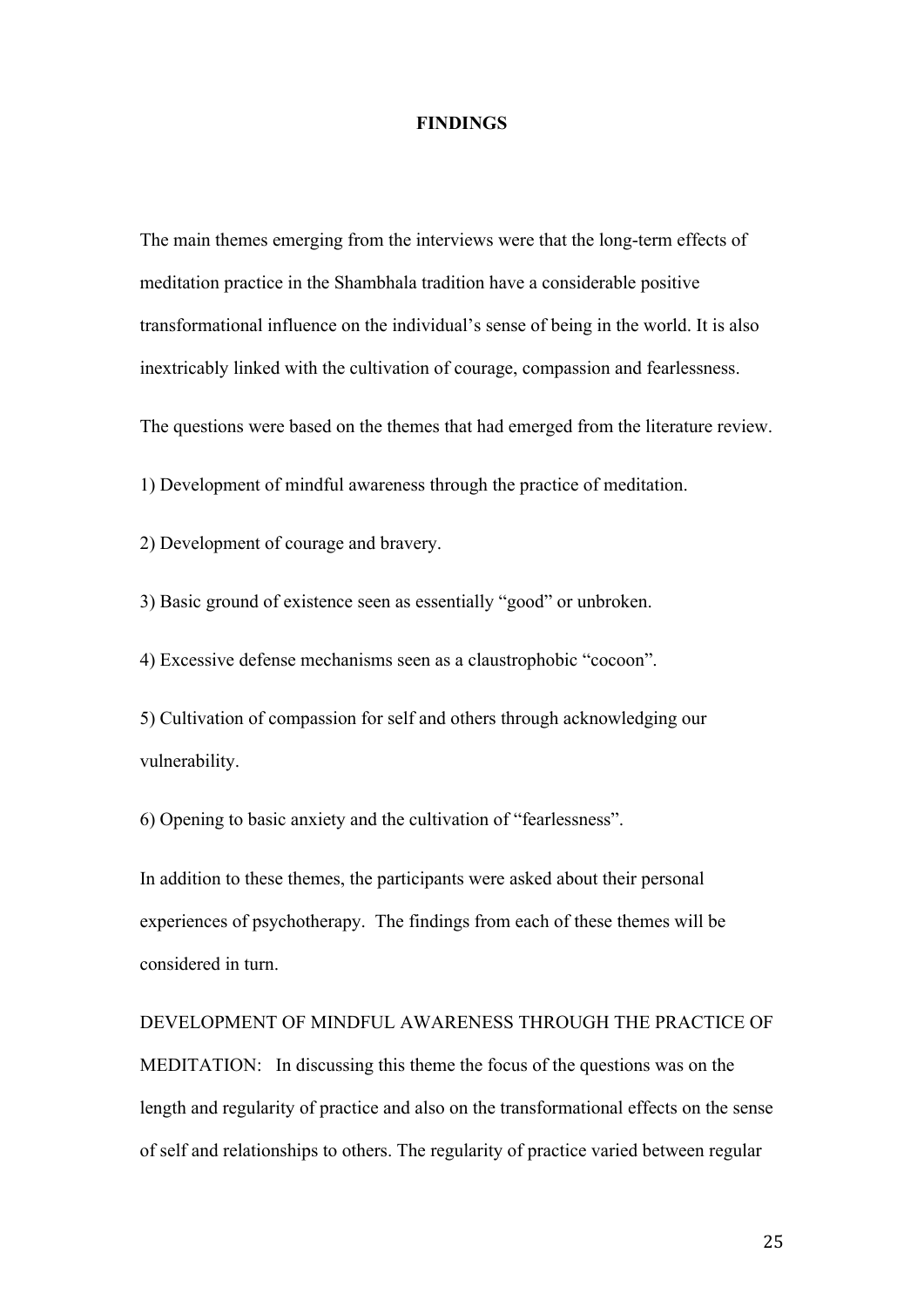# FINDINGS

The main themes emerging from the interviews were that the long-term effects of meditation practice in the Shambhala tradition have a considerable positive transformational influence on the individual's sense of being in the world. It is also inextricably linked with the cultivation of courage, compassion and fearlessness.

The questions were based on the themes that had emerged from the literature review.

1) Development of mindful awareness through the practice of meditation.

2) Development of courage and bravery.

3) Basic ground of existence seen as essentially "good" or unbroken.

4) Excessive defense mechanisms seen as a claustrophobic "cocoon".

5) Cultivation of compassion for self and others through acknowledging our vulnerability.

6) Opening to basic anxiety and the cultivation of "fearlessness".

In addition to these themes, the participants were asked about their personal experiences of psychotherapy. The findings from each of these themes will be considered in turn.

DEVELOPMENT OF MINDFUL AWARENESS THROUGH THE PRACTICE OF MEDITATION: In discussing this theme the focus of the questions was on the length and regularity of practice and also on the transformational effects on the sense of self and relationships to others. The regularity of practice varied between regular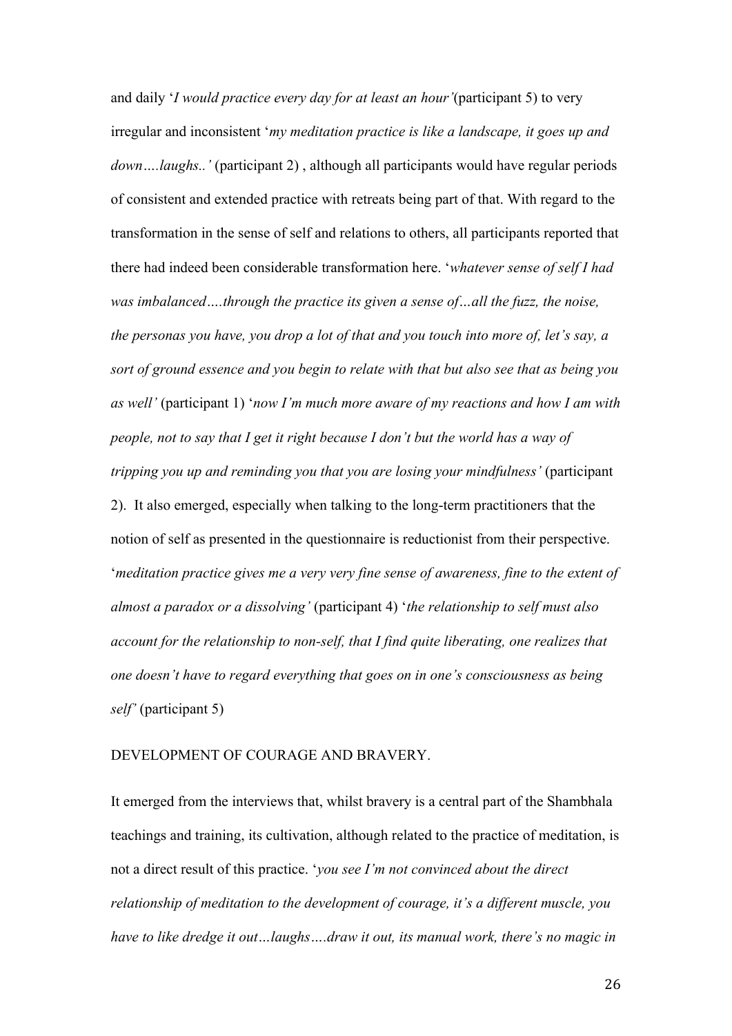and daily '*I would practice every day for at least an hour'*(participant 5) to very irregular and inconsistent '*my meditation practice is like a landscape, it goes up and down….laughs..'* (participant 2) , although all participants would have regular periods of consistent and extended practice with retreats being part of that. With regard to the transformation in the sense of self and relations to others, all participants reported that there had indeed been considerable transformation here. '*whatever sense of self I had was imbalanced….through the practice its given a sense of…all the fuzz, the noise, the personas you have, you drop a lot of that and you touch into more of, let's say, a sort of ground essence and you begin to relate with that but also see that as being you as well'* (participant 1) '*now I'm much more aware of my reactions and how I am with people, not to say that I get it right because I don't but the world has a way of tripping you up and reminding you that you are losing your mindfulness'* (participant 2). It also emerged, especially when talking to the long-term practitioners that the notion of self as presented in the questionnaire is reductionist from their perspective. '*meditation practice gives me a very very fine sense of awareness, fine to the extent of almost a paradox or a dissolving'* (participant 4) '*the relationship to self must also account for the relationship to non-self, that I find quite liberating, one realizes that one doesn't have to regard everything that goes on in one's consciousness as being self'* (participant 5)

DEVELOPMENT OF COURAGE AND BRAVERY.

It emerged from the interviews that, whilst bravery is a central part of the Shambhala teachings and training, its cultivation, although related to the practice of meditation, is not a direct result of this practice. '*you see I'm not convinced about the direct relationship of meditation to the development of courage, it's a different muscle, you have to like dredge it out…laughs….draw it out, its manual work, there's no magic in*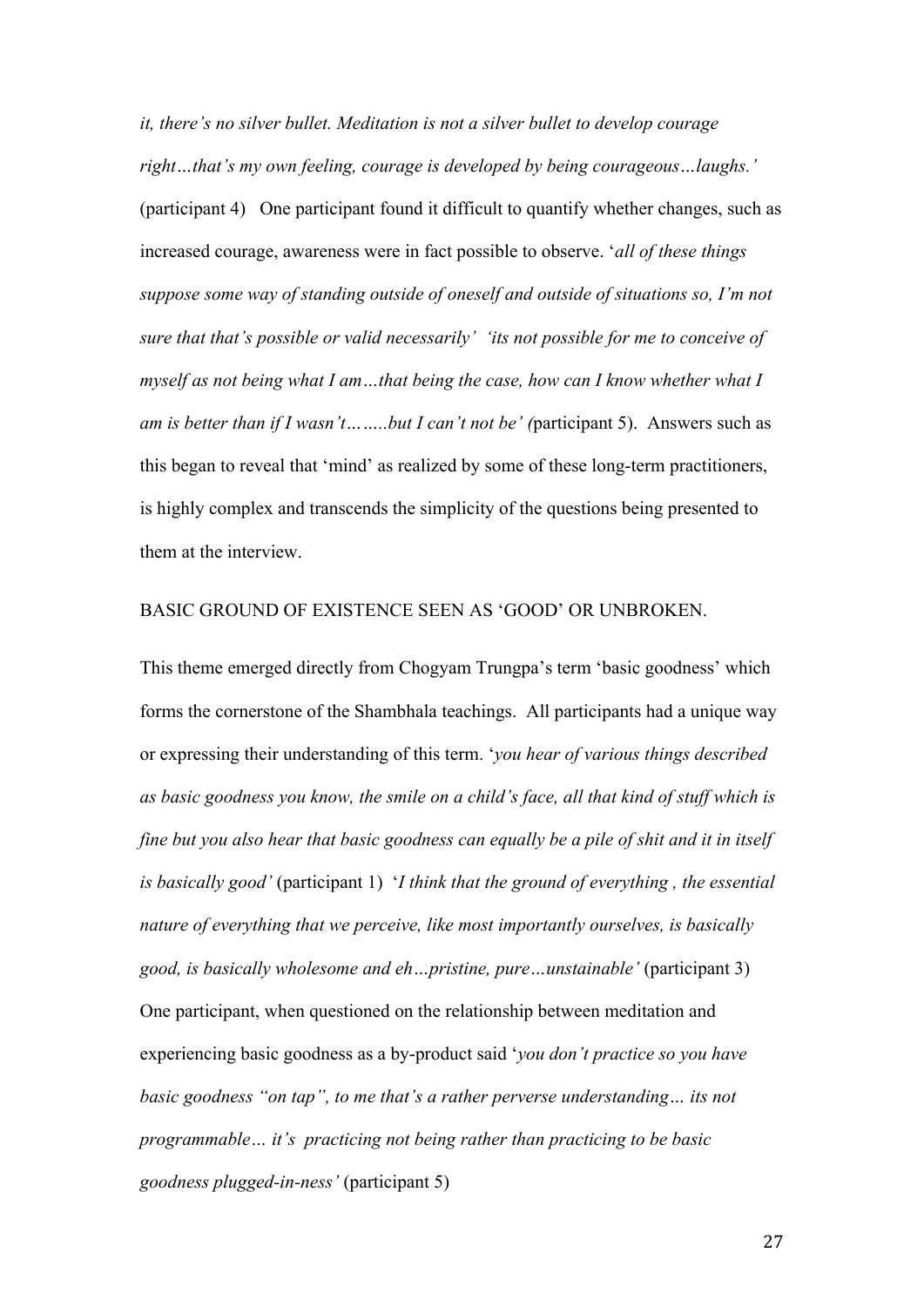*it, there's no silver bullet. Meditation is not a silver bullet to develop courage right…that's my own feeling, courage is developed by being courageous…laughs.'* (participant 4) One participant found it difficult to quantify whether changes, such as increased courage, awareness were in fact possible to observe. '*all of these things suppose some way of standing outside of oneself and outside of situations so, I'm not sure that that's possible or valid necessarily' 'its not possible for me to conceive of myself as not being what I am…that being the case, how can I know whether what I am is better than if I wasn't……..but I can't not be' (*participant 5). Answers such as this began to reveal that 'mind' as realized by some of these long-term practitioners, is highly complex and transcends the simplicity of the questions being presented to them at the interview.

BASIC GROUND OF EXISTENCE SEEN AS 'GOOD' OR UNBROKEN.

This theme emerged directly from Chogyam Trungpa's term 'basic goodness' which forms the cornerstone of the Shambhala teachings. All participants had a unique way or expressing their understanding of this term. '*you hear of various things described as basic goodness you know, the smile on a child's face, all that kind of stuff which is fine but you also hear that basic goodness can equally be a pile of shit and it in itself is basically good'* (participant 1) '*I think that the ground of everything , the essential nature of everything that we perceive, like most importantly ourselves, is basically good, is basically wholesome and eh…pristine, pure…unstainable'* (participant 3) One participant, when questioned on the relationship between meditation and experiencing basic goodness as a by-product said '*you don't practice so you have basic goodness "on tap", to me that's a rather perverse understanding… its not programmable… it's practicing not being rather than practicing to be basic goodness plugged-in-ness'* (participant 5)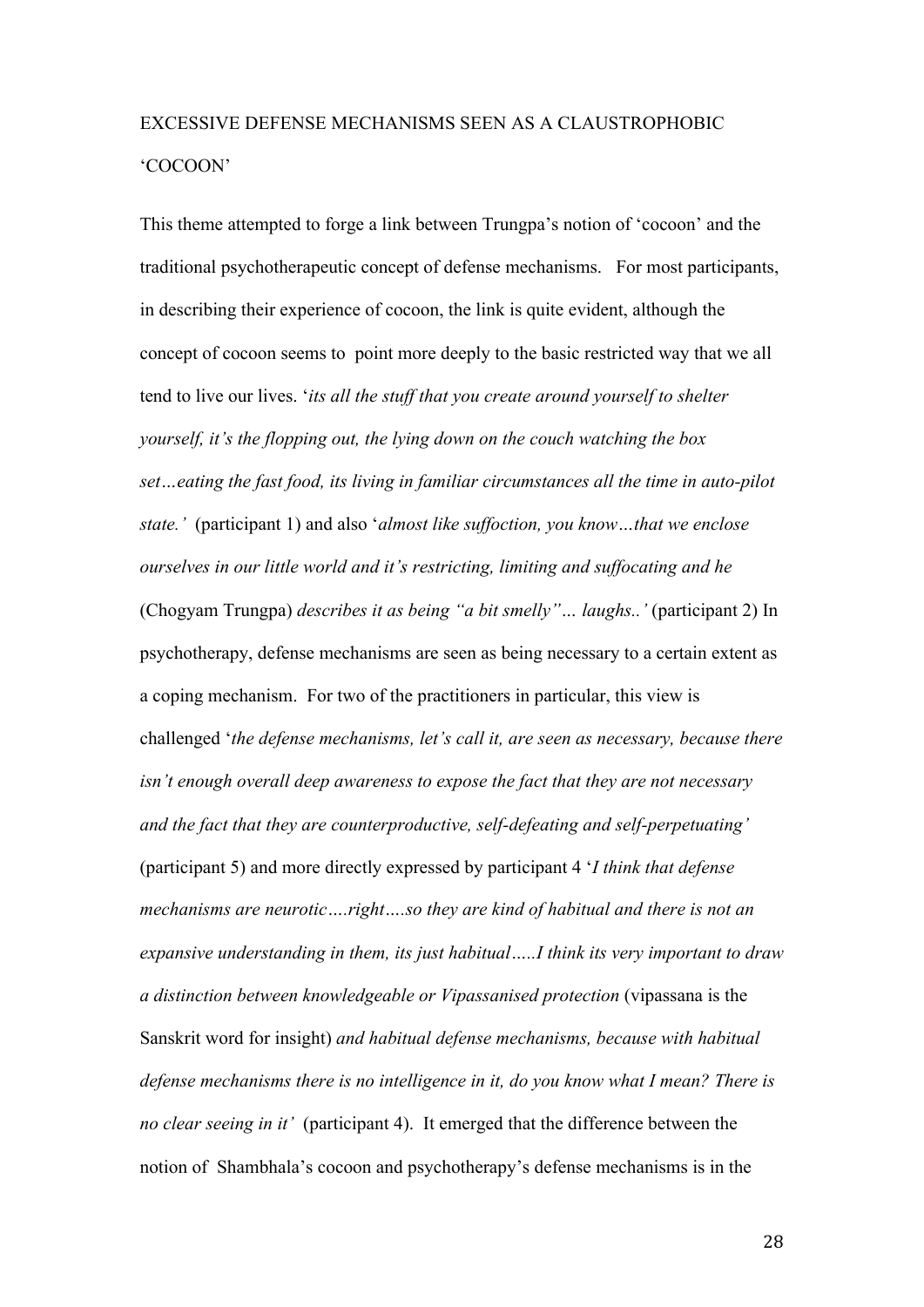## EXCESSIVE DEFENSE MECHANISMS SEEN AS A CLAUSTROPHOBIC 'COCOON'

This theme attempted to forge a link between Trungpa's notion of 'cocoon' and the traditional psychotherapeutic concept of defense mechanisms. For most participants, in describing their experience of cocoon, the link is quite evident, although the concept of cocoon seems to point more deeply to the basic restricted way that we all tend to live our lives. '*its all the stuff that you create around yourself to shelter yourself, it's the flopping out, the lying down on the couch watching the box set…eating the fast food, its living in familiar circumstances all the time in auto-pilot state.'* (participant 1) and also '*almost like suffoction, you know…that we enclose ourselves in our little world and it's restricting, limiting and suffocating and he* (Chogyam Trungpa) *describes it as being "a bit smelly"… laughs..'* (participant 2) In psychotherapy, defense mechanisms are seen as being necessary to a certain extent as a coping mechanism. For two of the practitioners in particular, this view is challenged '*the defense mechanisms, let's call it, are seen as necessary, because there isn't enough overall deep awareness to expose the fact that they are not necessary and the fact that they are counterproductive, self-defeating and self-perpetuating'* (participant 5) and more directly expressed by participant 4 '*I think that defense mechanisms are neurotic….right….so they are kind of habitual and there is not an expansive understanding in them, its just habitual…..I think its very important to draw a distinction between knowledgeable or Vipassanised protection* (vipassana is the Sanskrit word for insight) *and habitual defense mechanisms, because with habitual defense mechanisms there is no intelligence in it, do you know what I mean? There is no clear seeing in it'* (participant 4). It emerged that the difference between the notion of Shambhala's cocoon and psychotherapy's defense mechanisms is in the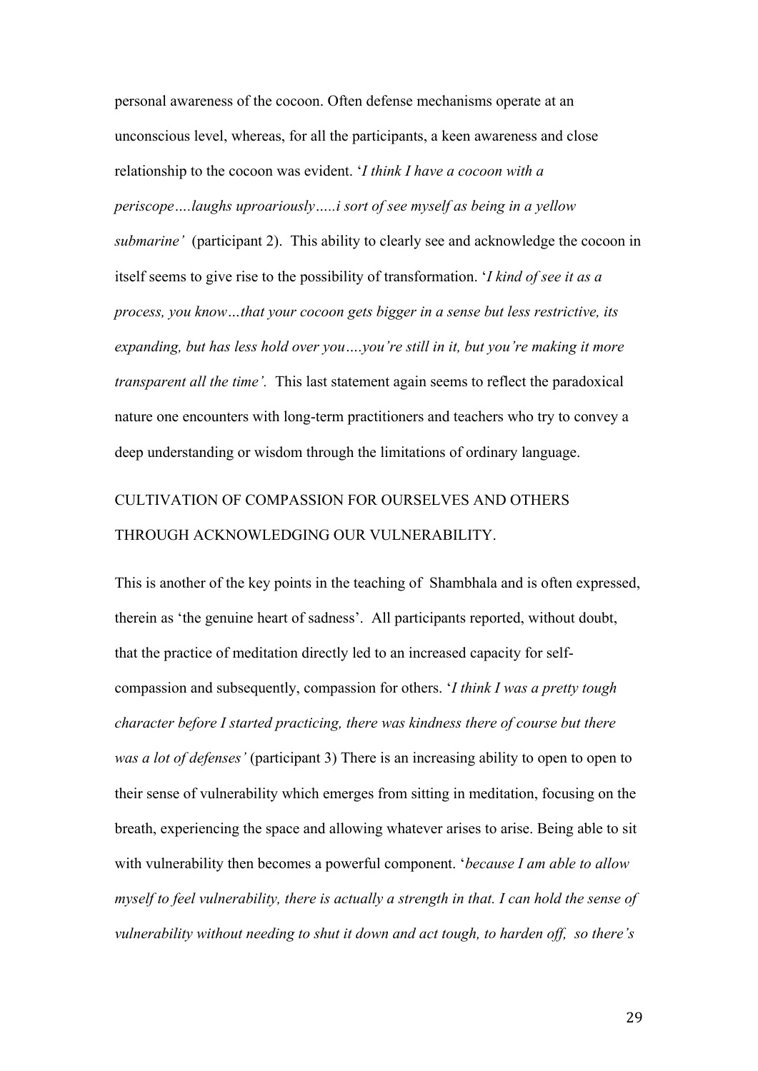personal awareness of the cocoon. Often defense mechanisms operate at an unconscious level, whereas, for all the participants, a keen awareness and close relationship to the cocoon was evident. '*I think I have a cocoon with a periscope….laughs uproariously…..i sort of see myself as being in a yellow submarine'* (participant 2). This ability to clearly see and acknowledge the cocoon in itself seems to give rise to the possibility of transformation. '*I kind of see it as a process, you know…that your cocoon gets bigger in a sense but less restrictive, its expanding, but has less hold over you….you're still in it, but you're making it more transparent all the time'.* This last statement again seems to reflect the paradoxical nature one encounters with long-term practitioners and teachers who try to convey a deep understanding or wisdom through the limitations of ordinary language.

CULTIVATION OF COMPASSION FOR OURSELVES AND OTHERS THROUGH ACKNOWLEDGING OUR VULNERABILITY.

This is another of the key points in the teaching of Shambhala and is often expressed, therein as 'the genuine heart of sadness'. All participants reported, without doubt, that the practice of meditation directly led to an increased capacity for self-compassion and subsequently, compassion for others. '*I think I was a pretty tough character before I started practicing, there was kindness there of course but there was a lot of defenses'* (participant 3) There is an increasing ability to open to open to their sense of vulnerability which emerges from sitting in meditation, focusing on the breath, experiencing the space and allowing whatever arises to arise. Being able to sit with vulnerability then becomes a powerful component. '*because I am able to allow myself to feel vulnerability, there is actually a strength in that. I can hold the sense of vulnerability without needing to shut it down and act tough, to harden off, so there's*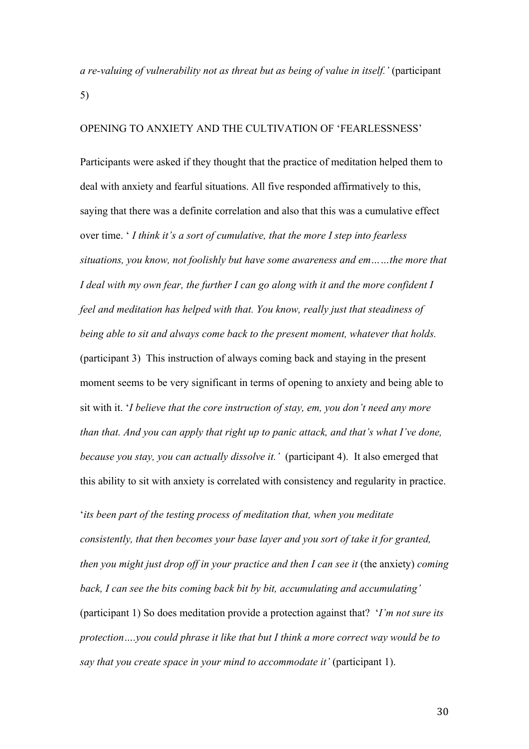*a re-valuing of vulnerability not as threat but as being of value in itself.'* (participant 5)

OPENING TO ANXIETY AND THE CULTIVATION OF 'FEARLESSNESS'

Participants were asked if they thought that the practice of meditation helped them to deal with anxiety and fearful situations. All five responded affirmatively to this, saying that there was a definite correlation and also that this was a cumulative effect over time. ' *I think it's a sort of cumulative, that the more I step into fearless situations, you know, not foolishly but have some awareness and em……the more that I deal with my own fear, the further I can go along with it and the more confident I feel and meditation has helped with that. You know, really just that steadiness of being able to sit and always come back to the present moment, whatever that holds.* (participant 3) This instruction of always coming back and staying in the present moment seems to be very significant in terms of opening to anxiety and being able to sit with it. '*I believe that the core instruction of stay, em, you don't need any more than that. And you can apply that right up to panic attack, and that's what I've done, because you stay, you can actually dissolve it.'* (participant 4). It also emerged that this ability to sit with anxiety is correlated with consistency and regularity in practice.

'*its been part of the testing process of meditation that, when you meditate consistently, that then becomes your base layer and you sort of take it for granted, then you might just drop off in your practice and then I can see it* (the anxiety) *coming back, I can see the bits coming back bit by bit, accumulating and accumulating'* (participant 1) So does meditation provide a protection against that? '*I'm not sure its protection….you could phrase it like that but I think a more correct way would be to say that you create space in your mind to accommodate it'* (participant 1).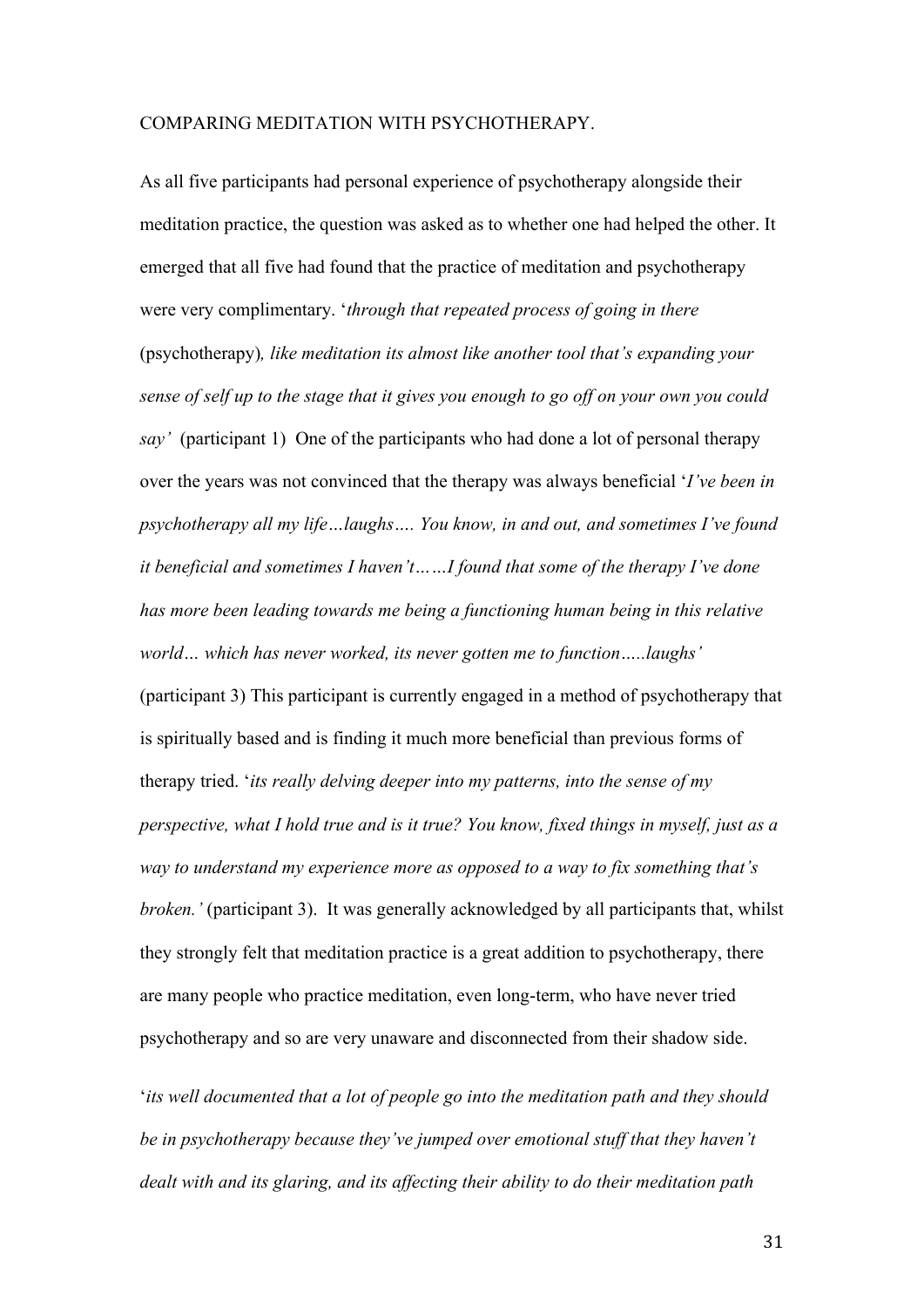COMPARING MEDITATION WITH PSYCHOTHERAPY.

As all five participants had personal experience of psychotherapy alongside their meditation practice, the question was asked as to whether one had helped the other. It emerged that all five had found that the practice of meditation and psychotherapy were very complimentary. '*through that repeated process of going in there* (psychotherapy)*, like meditation its almost like another tool that's expanding your sense of self up to the stage that it gives you enough to go off on your own you could say'* (participant 1) One of the participants who had done a lot of personal therapy over the years was not convinced that the therapy was always beneficial '*I've been in psychotherapy all my life…laughs…. You know, in and out, and sometimes I've found it beneficial and sometimes I haven't……I found that some of the therapy I've done has more been leading towards me being a functioning human being in this relative world… which has never worked, its never gotten me to function…..laughs'* (participant 3) This participant is currently engaged in a method of psychotherapy that is spiritually based and is finding it much more beneficial than previous forms of therapy tried. '*its really delving deeper into my patterns, into the sense of my perspective, what I hold true and is it true? You know, fixed things in myself, just as a way to understand my experience more as opposed to a way to fix something that's broken.'* (participant 3). It was generally acknowledged by all participants that, whilst they strongly felt that meditation practice is a great addition to psychotherapy, there are many people who practice meditation, even long-term, who have never tried psychotherapy and so are very unaware and disconnected from their shadow side.

'*its well documented that a lot of people go into the meditation path and they should be in psychotherapy because they've jumped over emotional stuff that they haven't dealt with and its glaring, and its affecting their ability to do their meditation path*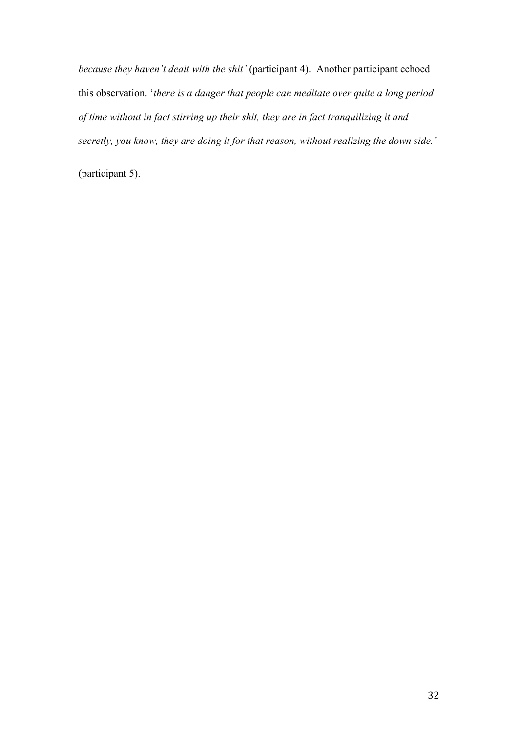*because they haven't dealt with the shit'* (participant 4). Another participant echoed this observation. '*there is a danger that people can meditate over quite a long period of time without in fact stirring up their shit, they are in fact tranquilizing it and secretly, you know, they are doing it for that reason, without realizing the down side.'* (participant 5).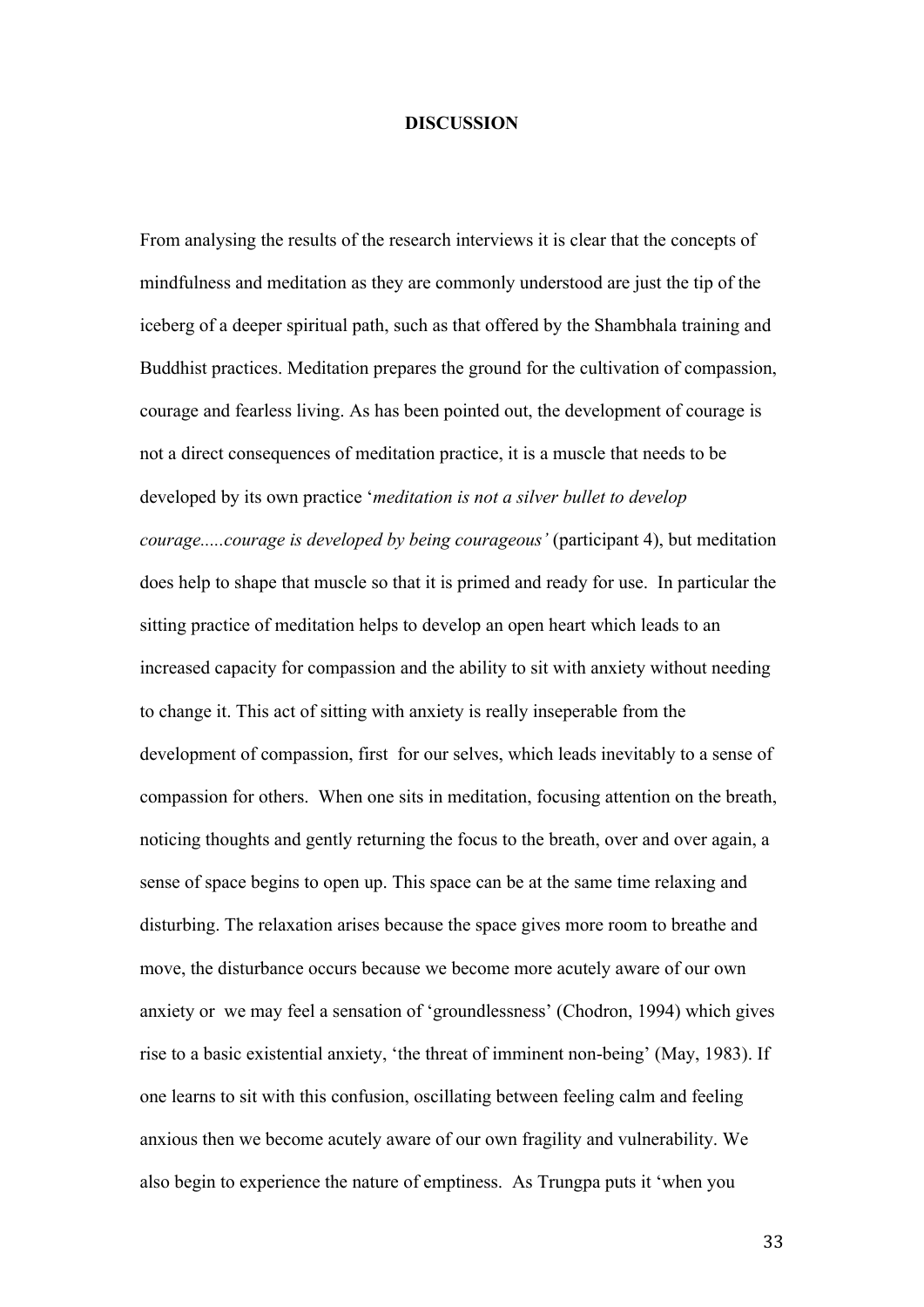# DISCUSSION

From analysing the results of the research interviews it is clear that the concepts of mindfulness and meditation as they are commonly understood are just the tip of the iceberg of a deeper spiritual path, such as that offered by the Shambhala training and Buddhist practices. Meditation prepares the ground for the cultivation of compassion, courage and fearless living. As has been pointed out, the development of courage is not a direct consequences of meditation practice, it is a muscle that needs to be developed by its own practice '*meditation is not a silver bullet to develop courage.....courage is developed by being courageous'* (participant 4), but meditation does help to shape that muscle so that it is primed and ready for use. In particular the sitting practice of meditation helps to develop an open heart which leads to an increased capacity for compassion and the ability to sit with anxiety without needing to change it. This act of sitting with anxiety is really inseperable from the development of compassion, first for our selves, which leads inevitably to a sense of compassion for others. When one sits in meditation, focusing attention on the breath, noticing thoughts and gently returning the focus to the breath, over and over again, a sense of space begins to open up. This space can be at the same time relaxing and disturbing. The relaxation arises because the space gives more room to breathe and move, the disturbance occurs because we become more acutely aware of our own anxiety or we may feel a sensation of 'groundlessness' (Chodron, 1994) which gives rise to a basic existential anxiety, 'the threat of imminent non-being' (May, 1983). If one learns to sit with this confusion, oscillating between feeling calm and feeling anxious then we become acutely aware of our own fragility and vulnerability. We also begin to experience the nature of emptiness. As Trungpa puts it 'when you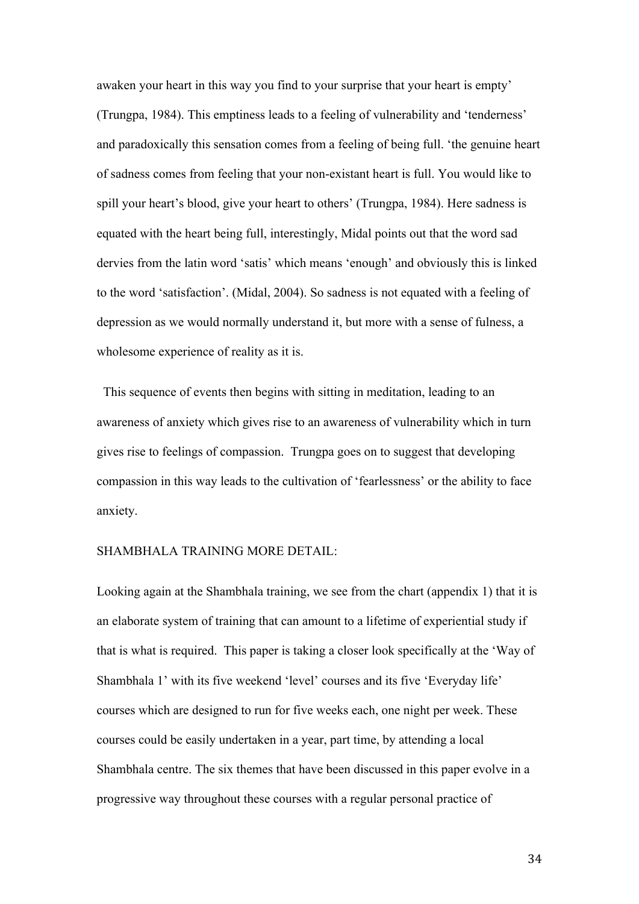awaken your heart in this way you find to your surprise that your heart is empty' (Trungpa, 1984). This emptiness leads to a feeling of vulnerability and 'tenderness' and paradoxically this sensation comes from a feeling of being full. 'the genuine heart of sadness comes from feeling that your non-existant heart is full. You would like to spill your heart's blood, give your heart to others' (Trungpa, 1984). Here sadness is equated with the heart being full, interestingly, Midal points out that the word sad dervies from the latin word 'satis' which means 'enough' and obviously this is linked to the word 'satisfaction'. (Midal, 2004). So sadness is not equated with a feeling of depression as we would normally understand it, but more with a sense of fulness, a wholesome experience of reality as it is.

This sequence of events then begins with sitting in meditation, leading to an awareness of anxiety which gives rise to an awareness of vulnerability which in turn gives rise to feelings of compassion. Trungpa goes on to suggest that developing compassion in this way leads to the cultivation of 'fearlessness' or the ability to face anxiety.

SHAMBHALA TRAINING MORE DETAIL:

Looking again at the Shambhala training, we see from the chart (appendix 1) that it is an elaborate system of training that can amount to a lifetime of experiential study if that is what is required. This paper is taking a closer look specifically at the 'Way of Shambhala 1' with its five weekend 'level' courses and its five 'Everyday life' courses which are designed to run for five weeks each, one night per week. These courses could be easily undertaken in a year, part time, by attending a local Shambhala centre. The six themes that have been discussed in this paper evolve in a progressive way throughout these courses with a regular personal practice of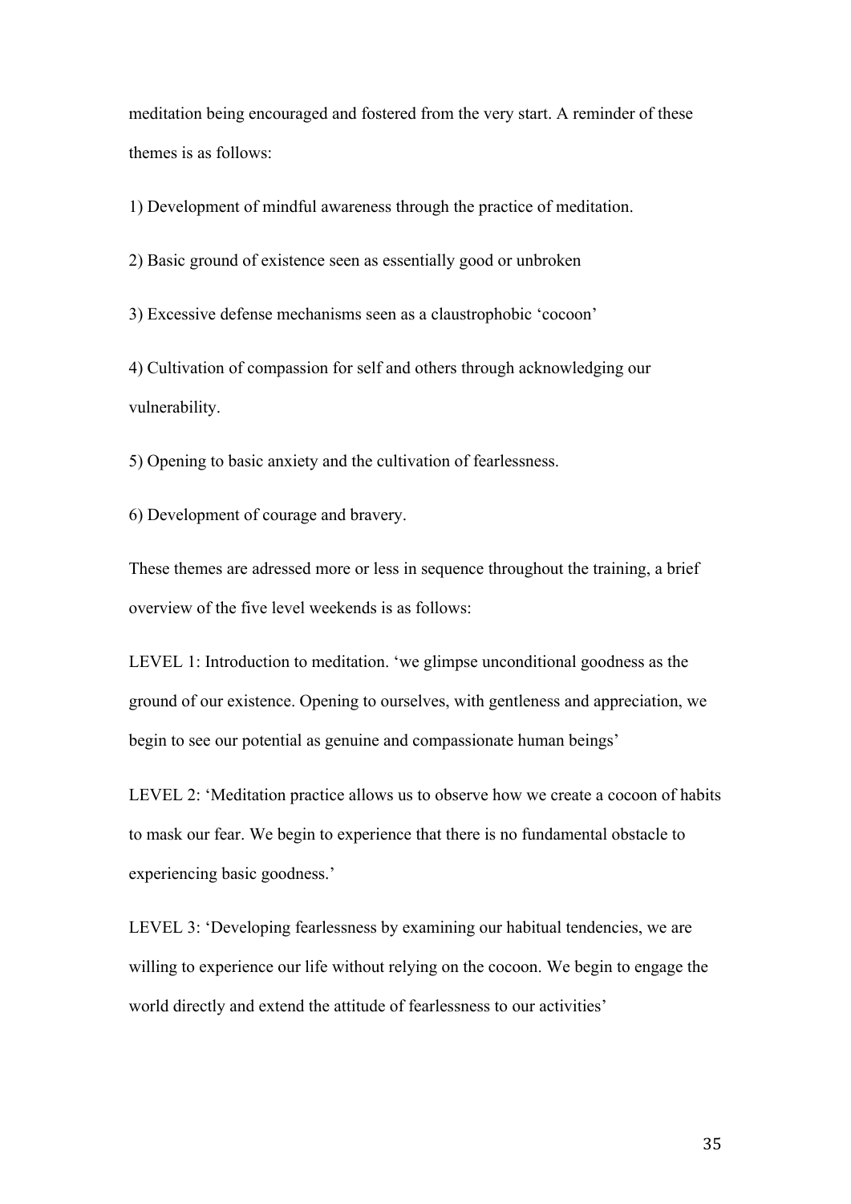meditation being encouraged and fostered from the very start. A reminder of these themes is as follows:

1) Development of mindful awareness through the practice of meditation.

2) Basic ground of existence seen as essentially good or unbroken

3) Excessive defense mechanisms seen as a claustrophobic 'cocoon'

4) Cultivation of compassion for self and others through acknowledging our vulnerability.

5) Opening to basic anxiety and the cultivation of fearlessness.

6) Development of courage and bravery.

These themes are adressed more or less in sequence throughout the training, a brief overview of the five level weekends is as follows:

LEVEL 1: Introduction to meditation. 'we glimpse unconditional goodness as the ground of our existence. Opening to ourselves, with gentleness and appreciation, we begin to see our potential as genuine and compassionate human beings'

LEVEL 2: 'Meditation practice allows us to observe how we create a cocoon of habits to mask our fear. We begin to experience that there is no fundamental obstacle to experiencing basic goodness.'

LEVEL 3: 'Developing fearlessness by examining our habitual tendencies, we are willing to experience our life without relying on the cocoon. We begin to engage the world directly and extend the attitude of fearlessness to our activities'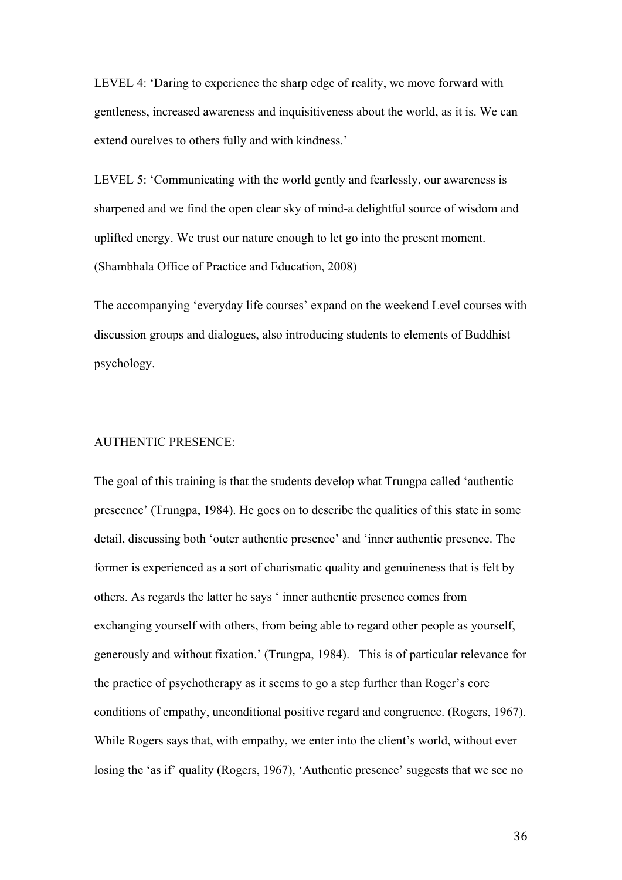LEVEL 4: ‘Daring to experience the sharp edge of reality, we move forward with gentleness, increased awareness and inquisitiveness about the world, as it is. We can extend ourelves to others fully and with kindness.’

LEVEL 5: ‘Communicating with the world gently and fearlessly, our awareness is sharpened and we find the open clear sky of mind-a delightful source of wisdom and uplifted energy. We trust our nature enough to let go into the present moment. (Shambhala Office of Practice and Education, 2008)

The accompanying ‘everyday life courses’ expand on the weekend Level courses with discussion groups and dialogues, also introducing students to elements of Buddhist psychology.

AUTHENTIC PRESENCE:

The goal of this training is that the students develop what Trungpa called ‘authentic prescence’ (Trungpa, 1984). He goes on to describe the qualities of this state in some detail, discussing both ‘outer authentic presence’ and ‘inner authentic presence. The former is experienced as a sort of charismatic quality and genuineness that is felt by others. As regards the latter he says ‘ inner authentic presence comes from exchanging yourself with others, from being able to regard other people as yourself, generously and without fixation.’ (Trungpa, 1984). This is of particular relevance for the practice of psychotherapy as it seems to go a step further than Roger’s core conditions of empathy, unconditional positive regard and congruence. (Rogers, 1967). While Rogers says that, with empathy, we enter into the client’s world, without ever losing the ‘as if’ quality (Rogers, 1967), ‘Authentic presence’ suggests that we see no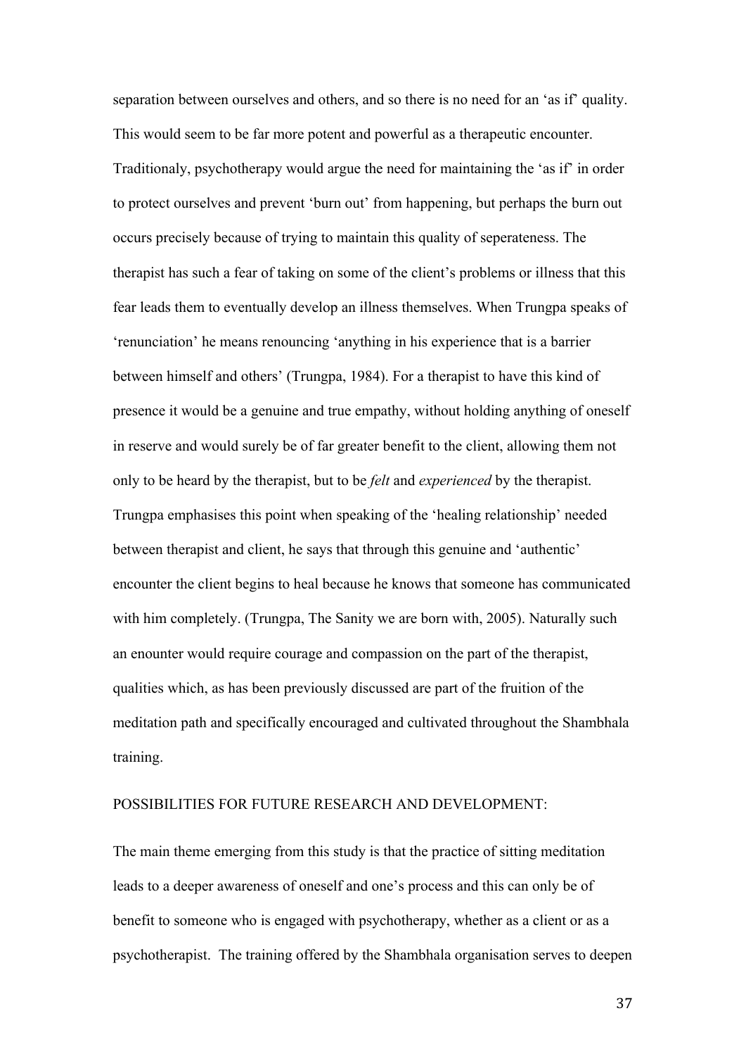separation between ourselves and others, and so there is no need for an 'as if' quality. This would seem to be far more potent and powerful as a therapeutic encounter. Traditionaly, psychotherapy would argue the need for maintaining the 'as if' in order to protect ourselves and prevent 'burn out' from happening, but perhaps the burn out occurs precisely because of trying to maintain this quality of seperateness. The therapist has such a fear of taking on some of the client's problems or illness that this fear leads them to eventually develop an illness themselves. When Trungpa speaks of 'renunciation' he means renouncing 'anything in his experience that is a barrier between himself and others' (Trungpa, 1984). For a therapist to have this kind of presence it would be a genuine and true empathy, without holding anything of oneself in reserve and would surely be of far greater benefit to the client, allowing them not only to be heard by the therapist, but to be *felt* and *experienced* by the therapist. Trungpa emphasises this point when speaking of the 'healing relationship' needed between therapist and client, he says that through this genuine and 'authentic' encounter the client begins to heal because he knows that someone has communicated with him completely. (Trungpa, The Sanity we are born with, 2005). Naturally such an enounter would require courage and compassion on the part of the therapist, qualities which, as has been previously discussed are part of the fruition of the meditation path and specifically encouraged and cultivated throughout the Shambhala training.

## POSSIBILITIES FOR FUTURE RESEARCH AND DEVELOPMENT:

The main theme emerging from this study is that the practice of sitting meditation leads to a deeper awareness of oneself and one's process and this can only be of benefit to someone who is engaged with psychotherapy, whether as a client or as a psychotherapist. The training offered by the Shambhala organisation serves to deepen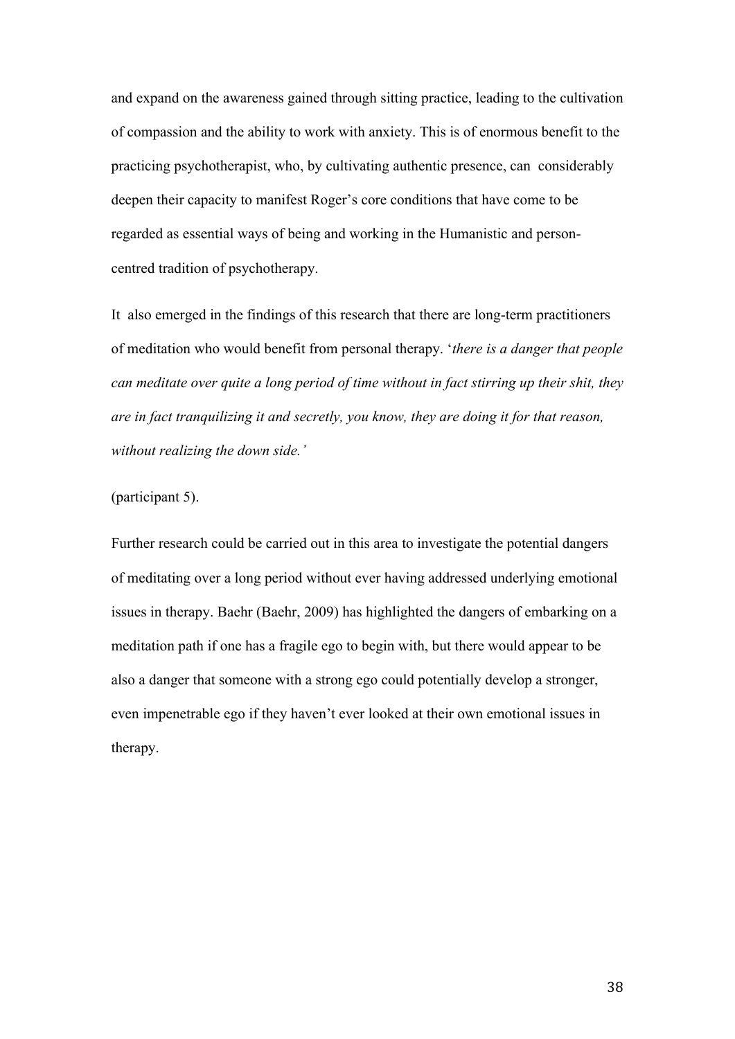and expand on the awareness gained through sitting practice, leading to the cultivation of compassion and the ability to work with anxiety. This is of enormous benefit to the practicing psychotherapist, who, by cultivating authentic presence, can considerably deepen their capacity to manifest Roger's core conditions that have come to be regarded as essential ways of being and working in the Humanistic and person-centred tradition of psychotherapy.

It also emerged in the findings of this research that there are long-term practitioners of meditation who would benefit from personal therapy. '*there is a danger that people can meditate over quite a long period of time without in fact stirring up their shit, they are in fact tranquilizing it and secretly, you know, they are doing it for that reason, without realizing the down side.'*

(participant 5).

Further research could be carried out in this area to investigate the potential dangers of meditating over a long period without ever having addressed underlying emotional issues in therapy. Baehr (Baehr, 2009) has highlighted the dangers of embarking on a meditation path if one has a fragile ego to begin with, but there would appear to be also a danger that someone with a strong ego could potentially develop a stronger, even impenetrable ego if they haven't ever looked at their own emotional issues in therapy.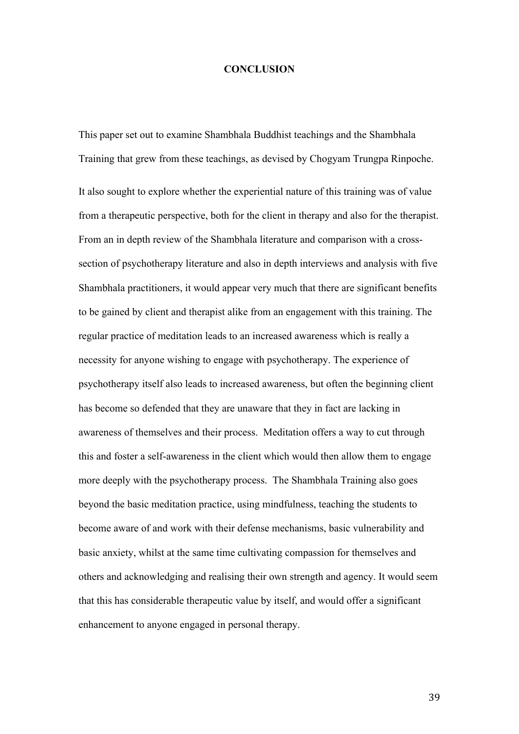# CONCLUSION

This paper set out to examine Shambhala Buddhist teachings and the Shambhala Training that grew from these teachings, as devised by Chogyam Trungpa Rinpoche.

It also sought to explore whether the experiential nature of this training was of value from a therapeutic perspective, both for the client in therapy and also for the therapist. From an in depth review of the Shambhala literature and comparison with a cross-section of psychotherapy literature and also in depth interviews and analysis with five Shambhala practitioners, it would appear very much that there are significant benefits to be gained by client and therapist alike from an engagement with this training. The regular practice of meditation leads to an increased awareness which is really a necessity for anyone wishing to engage with psychotherapy. The experience of psychotherapy itself also leads to increased awareness, but often the beginning client has become so defended that they are unaware that they in fact are lacking in awareness of themselves and their process. Meditation offers a way to cut through this and foster a self-awareness in the client which would then allow them to engage more deeply with the psychotherapy process. The Shambhala Training also goes beyond the basic meditation practice, using mindfulness, teaching the students to become aware of and work with their defense mechanisms, basic vulnerability and basic anxiety, whilst at the same time cultivating compassion for themselves and others and acknowledging and realising their own strength and agency. It would seem that this has considerable therapeutic value by itself, and would offer a significant enhancement to anyone engaged in personal therapy.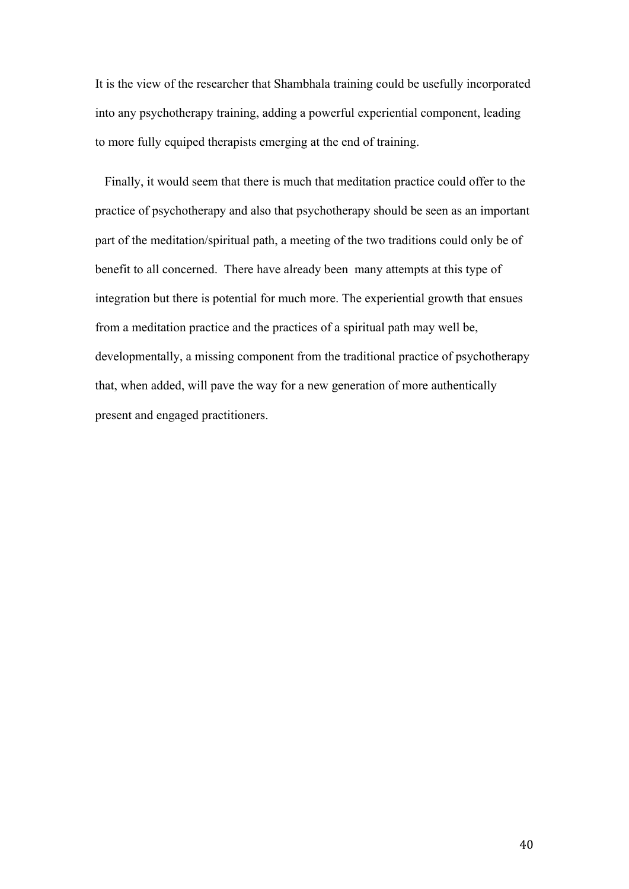It is the view of the researcher that Shambhala training could be usefully incorporated into any psychotherapy training, adding a powerful experiential component, leading to more fully equiped therapists emerging at the end of training.

Finally, it would seem that there is much that meditation practice could offer to the practice of psychotherapy and also that psychotherapy should be seen as an important part of the meditation/spiritual path, a meeting of the two traditions could only be of benefit to all concerned. There have already been many attempts at this type of integration but there is potential for much more. The experiential growth that ensues from a meditation practice and the practices of a spiritual path may well be, developmentally, a missing component from the traditional practice of psychotherapy that, when added, will pave the way for a new generation of more authentically present and engaged practitioners.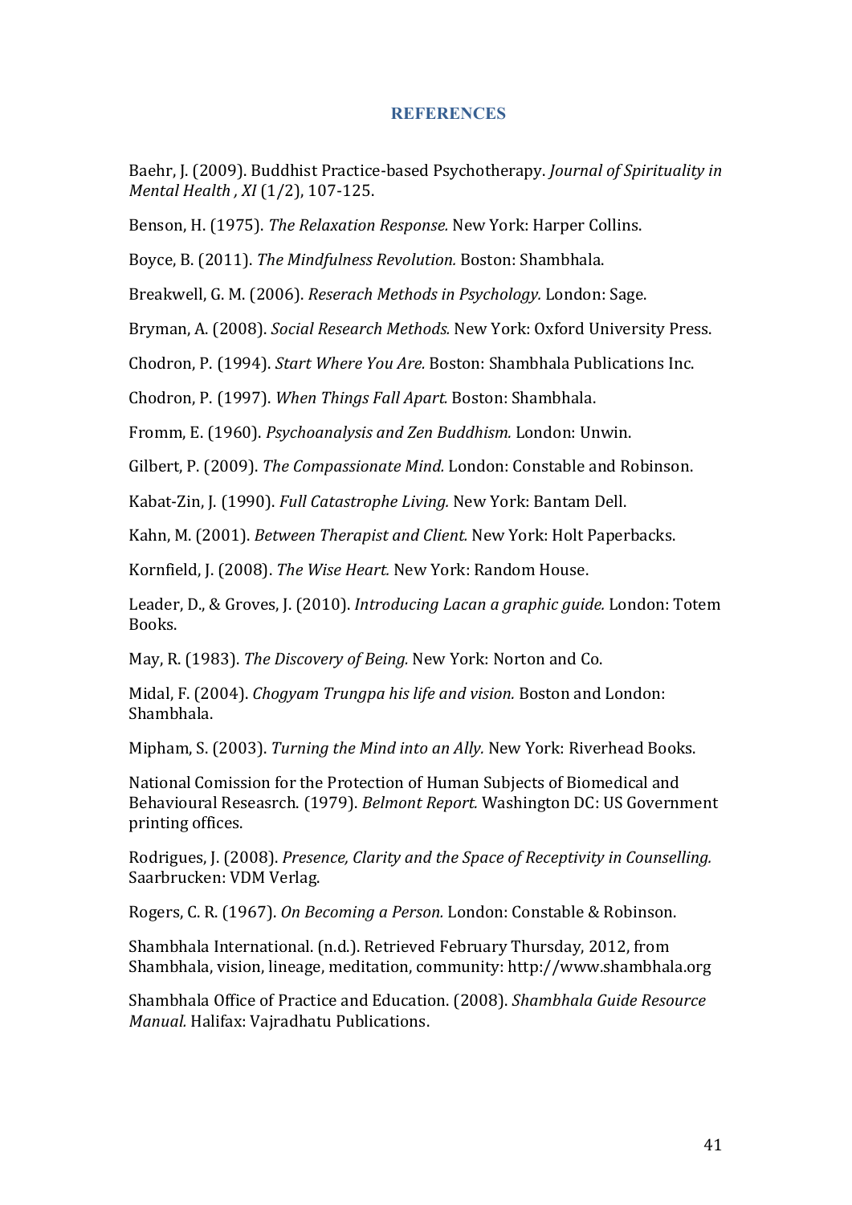## REFERENCES

Baehr, J. (2009). Buddhist Practice-based Psychotherapy. *Journal of Spirituality in Mental Health , XI* (1/2), 107-125.

Benson, H. (1975). *The Relaxation Response.* New York: Harper Collins.

Boyce, B. (2011). *The Mindfulness Revolution.* Boston: Shambhala.

Breakwell, G. M. (2006). *Reserach Methods in Psychology.* London: Sage.

Bryman, A. (2008). *Social Research Methods.* New York: Oxford University Press.

Chodron, P. (1994). *Start Where You Are.* Boston: Shambhala Publications Inc.

Chodron, P. (1997). *When Things Fall Apart.* Boston: Shambhala.

Fromm, E. (1960). *Psychoanalysis and Zen Buddhism.* London: Unwin.

Gilbert, P. (2009). *The Compassionate Mind.* London: Constable and Robinson.

Kabat-Zin, J. (1990). *Full Catastrophe Living.* New York: Bantam Dell.

Kahn, M. (2001). *Between Therapist and Client.* New York: Holt Paperbacks.

Kornfield, J. (2008). *The Wise Heart.* New York: Random House.

Leader, D., & Groves, J. (2010). *Introducing Lacan a graphic guide.* London: Totem Books.

May, R. (1983). *The Discovery of Being.* New York: Norton and Co.

Midal, F. (2004). *Chogyam Trungpa his life and vision.* Boston and London: Shambhala.

Mipham, S. (2003). *Turning the Mind into an Ally.* New York: Riverhead Books.

National Comission for the Protection of Human Subjects of Biomedical and Behavioural Reseasrch. (1979). *Belmont Report.* Washington DC: US Government printing offices.

Rodrigues, J. (2008). *Presence, Clarity and the Space of Receptivity in Counselling.* Saarbrucken: VDM Verlag.

Rogers, C. R. (1967). *On Becoming a Person.* London: Constable & Robinson.

Shambhala International. (n.d.). Retrieved February Thursday, 2012, from Shambhala, vision, lineage, meditation, community: http://www.shambhala.org

Shambhala Office of Practice and Education. (2008). *Shambhala Guide Resource Manual.* Halifax: Vajradhatu Publications.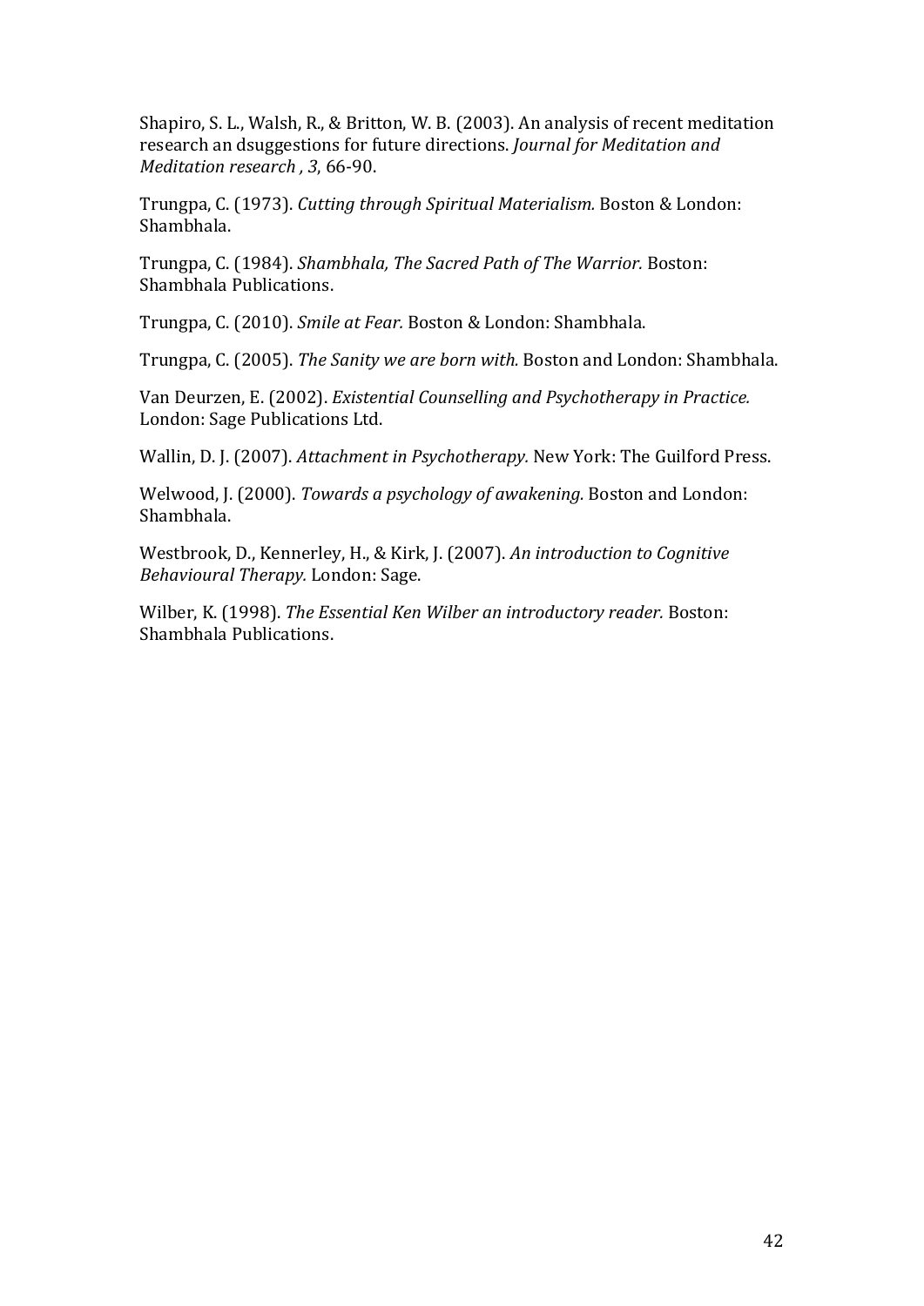Shapiro, S. L., Walsh, R., & Britton, W. B. (2003). An analysis of recent meditation research an dsuggestions for future directions. *Journal for Meditation and Meditation research , 3*, 66-90.

Trungpa, C. (1973). *Cutting through Spiritual Materialism.* Boston & London: Shambhala.

Trungpa, C. (1984). *Shambhala, The Sacred Path of The Warrior.* Boston: Shambhala Publications.

Trungpa, C. (2010). *Smile at Fear.* Boston & London: Shambhala.

Trungpa, C. (2005). *The Sanity we are born with.* Boston and London: Shambhala.

Van Deurzen, E. (2002). *Existential Counselling and Psychotherapy in Practice.* London: Sage Publications Ltd.

Wallin, D. J. (2007). *Attachment in Psychotherapy.* New York: The Guilford Press.

Welwood, J. (2000). *Towards a psychology of awakening.* Boston and London: Shambhala.

Westbrook, D., Kennerley, H., & Kirk, J. (2007). *An introduction to Cognitive Behavioural Therapy.* London: Sage.

Wilber, K. (1998). *The Essential Ken Wilber an introductory reader.* Boston: Shambhala Publications.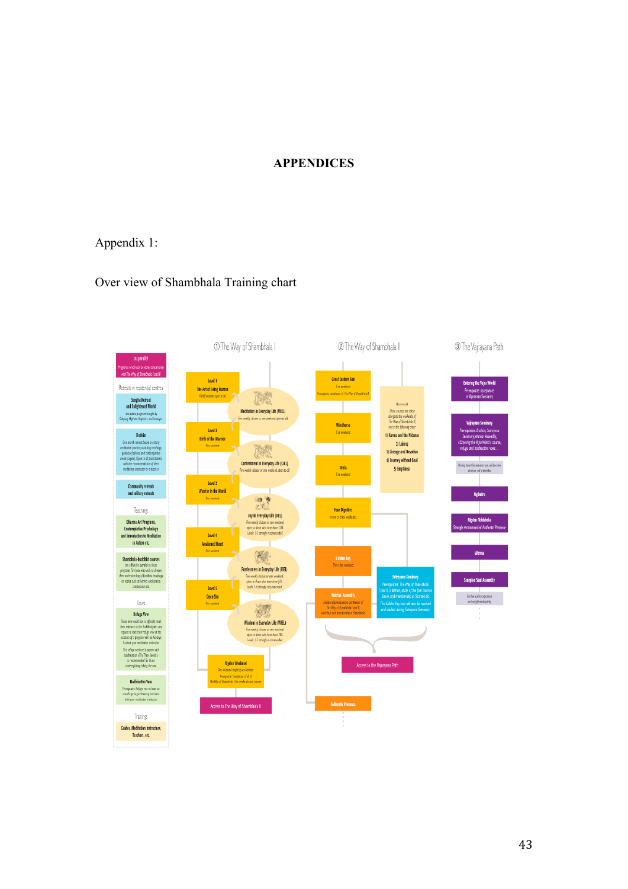# APPENDICES

Appendix 1:

Over view of Shambhala Training chart

In parallel
Programs which can be done concurrently with The Way of Shambhala I and II

Retreats in residential centres

Sangha Retreat and Enlightened World

Dathün

Community retreats and solitary retreats

Teachings

Dharma Art Programs, Contemplative Psychology and Introduction to Meditation in Action etc.

Shambhala-buddhist courses

Vows

Refuge Vow

Bodhisattva Vow

Training

Guides, Meditation Instructors, Teachers, etc.

① The Way of Shambhala I

Level 1
The Art of Being Human

Meditation in Everyday Life (MIEL)

Level 2
Birth of the Warrior

Contentment in Everyday Life (CIEL)

Level 3
Warrior in the World

Joy in Everyday Life (JIEL)

Level 4
Awakened Heart

Fearlessness in Everyday Life (FIEL)

Level 5
Open Sky

Wisdom in Everyday Life (WIEL)

Rigden Weekend

Access to The Way of Shambhala II

② The Way of Shambhala II

Great Eastern Sun

Windhorse

Drala

Four Dignities

Golden Key

Warrior Assembly

1) Karma and the Nidanas
2) Lojong
3) Lineage and Devotion
4) Journey without Goal
5) Emptiness

Sutrayana Seminary

Access to the Vajrayana Path

Authentic Presence

③ The Vajrayana Path

Entering the Vajra World

Vajrayana Seminary

Ngöndro

Rigden Abhisheka

Werma

Scorpion Seal Assembly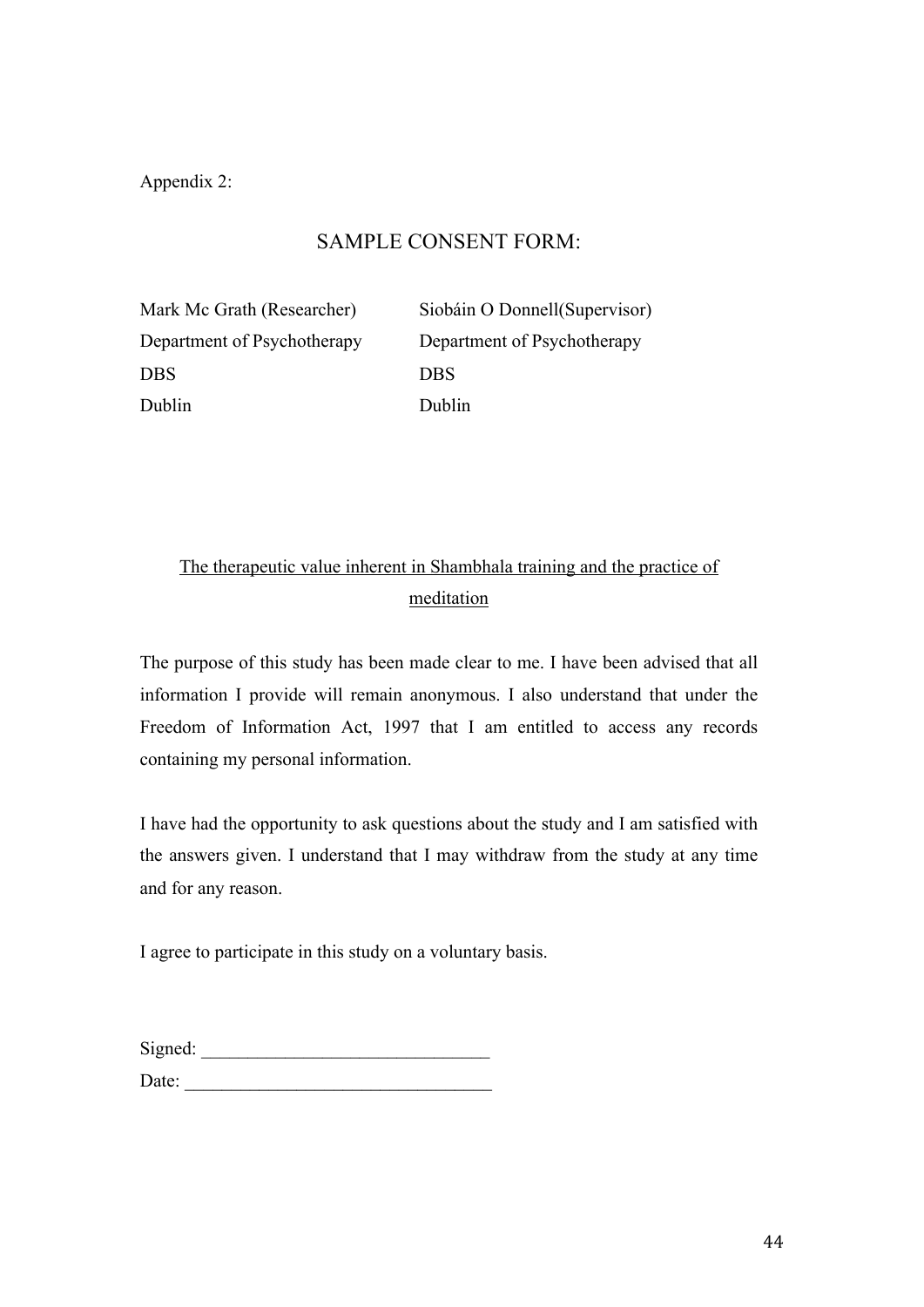Appendix 2:

## SAMPLE CONSENT FORM:

| Mark Mc Grath (Researcher) | Siobáin O Donnell(Supervisor) |
|---|---|
| Department of Psychotherapy | Department of Psychotherapy |
| DBS | DBS |
| Dublin | Dublin |

<u>The therapeutic value inherent in Shambhala training and the practice of meditation</u>

The purpose of this study has been made clear to me. I have been advised that all information I provide will remain anonymous. I also understand that under the Freedom of Information Act, 1997 that I am entitled to access any records containing my personal information.

I have had the opportunity to ask questions about the study and I am satisfied with the answers given. I understand that I may withdraw from the study at any time and for any reason.

I agree to participate in this study on a voluntary basis.

Signed: ______________________________

Date: ________________________________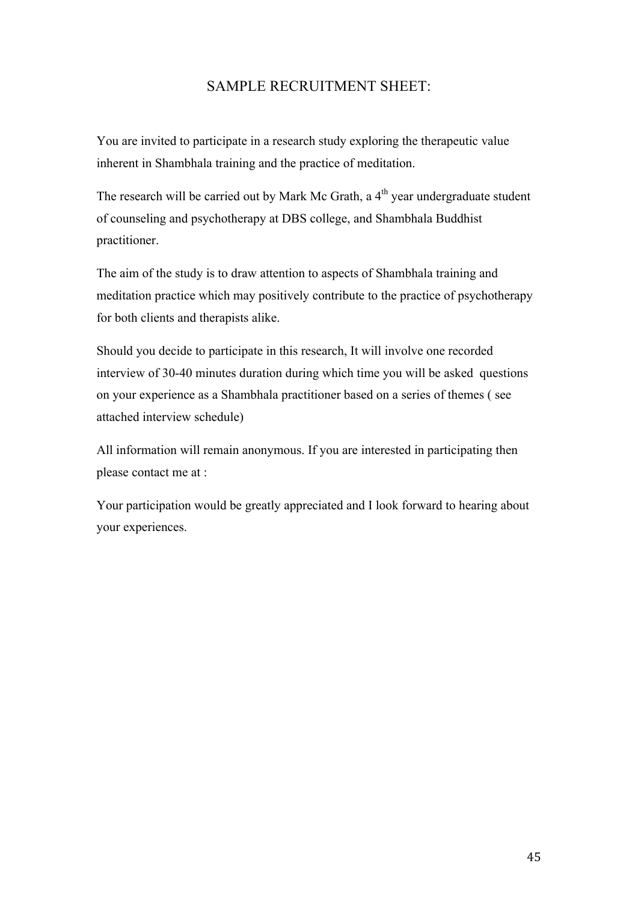# SAMPLE RECRUITMENT SHEET:

You are invited to participate in a research study exploring the therapeutic value inherent in Shambhala training and the practice of meditation.

The research will be carried out by Mark Mc Grath, a $4^{th}$ year undergraduate student of counseling and psychotherapy at DBS college, and Shambhala Buddhist practitioner.

The aim of the study is to draw attention to aspects of Shambhala training and meditation practice which may positively contribute to the practice of psychotherapy for both clients and therapists alike.

Should you decide to participate in this research, It will involve one recorded interview of 30-40 minutes duration during which time you will be asked questions on your experience as a Shambhala practitioner based on a series of themes ( see attached interview schedule)

All information will remain anonymous. If you are interested in participating then please contact me at :

Your participation would be greatly appreciated and I look forward to hearing about your experiences.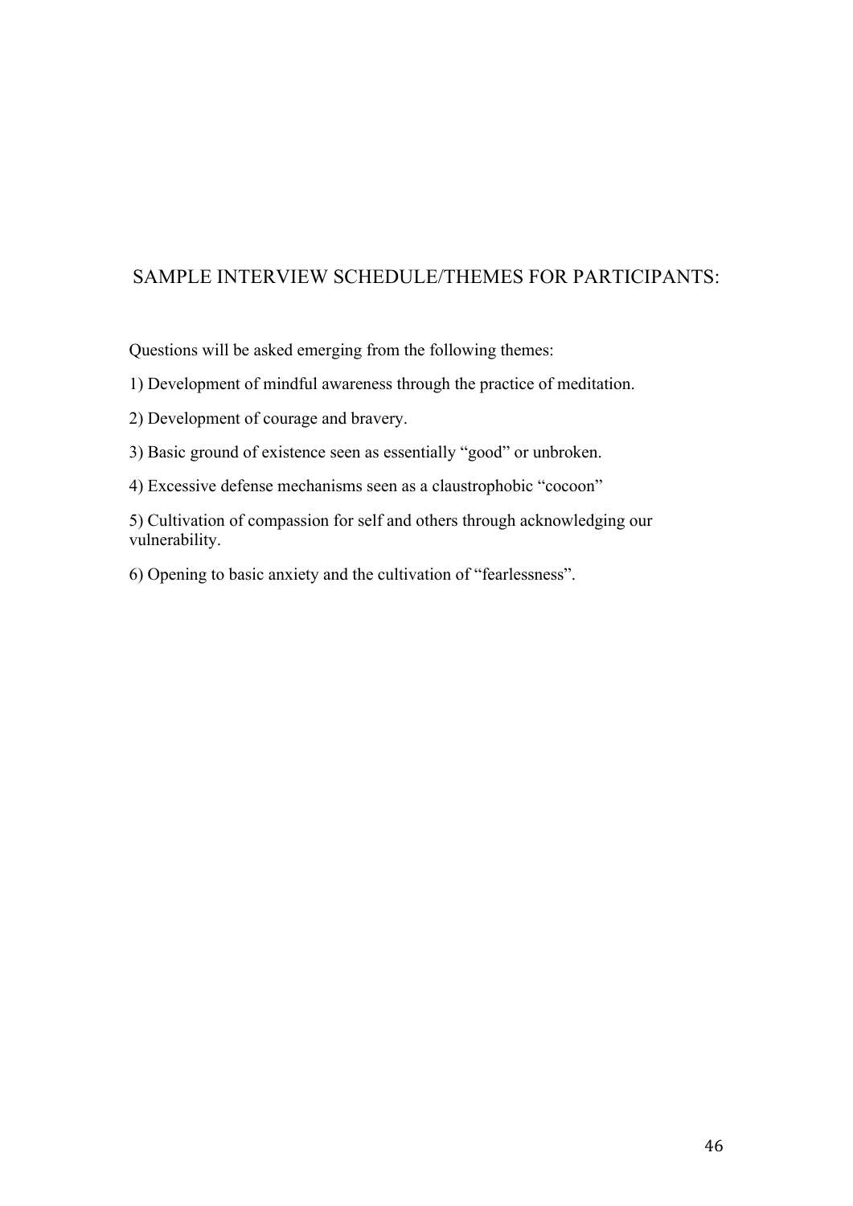## SAMPLE INTERVIEW SCHEDULE/THEMES FOR PARTICIPANTS:

Questions will be asked emerging from the following themes:

1) Development of mindful awareness through the practice of meditation.

2) Development of courage and bravery.

3) Basic ground of existence seen as essentially “good” or unbroken.

4) Excessive defense mechanisms seen as a claustrophobic “cocoon”

5) Cultivation of compassion for self and others through acknowledging our vulnerability.

6) Opening to basic anxiety and the cultivation of “fearlessness”.